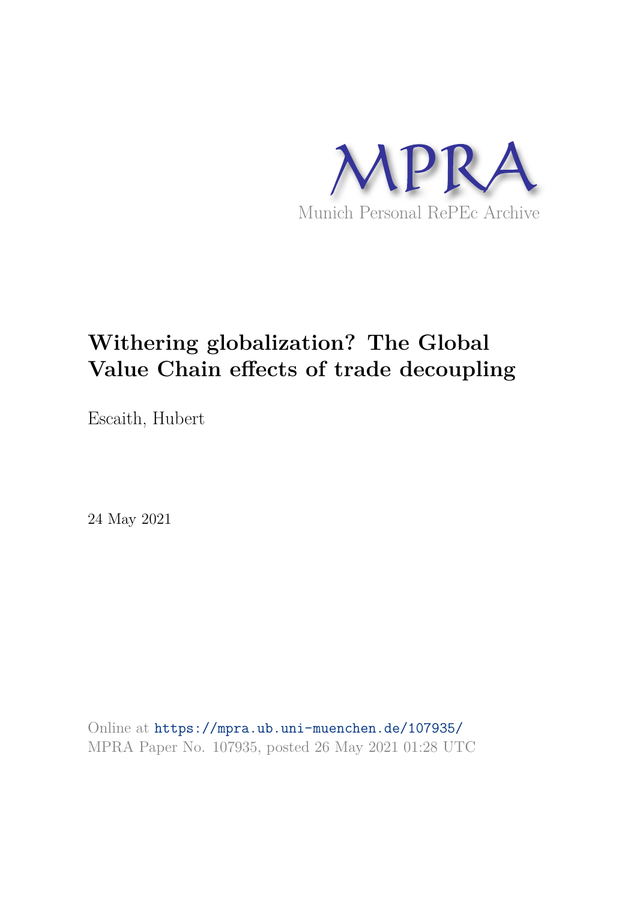MPRA

Munich Personal RePEc Archive

# Withering globalization? The Global Value Chain effects of trade decoupling

Escaith, Hubert

24 May 2021

Online at https://mpra.ub.uni-muenchen.de/107935/
MPRA Paper No. 107935, posted 26 May 2021 01:28 UTC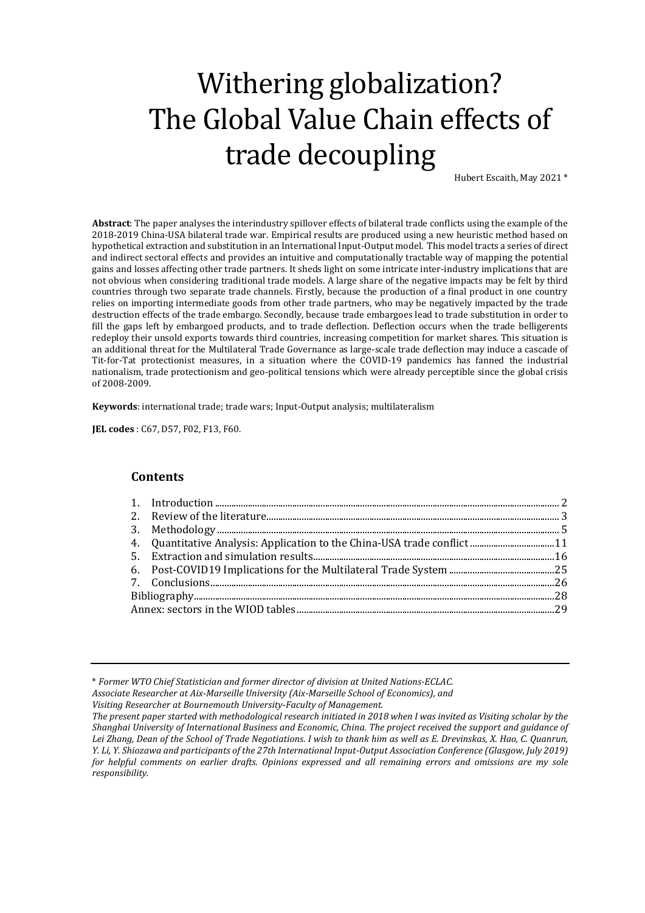# Withering globalization? The Global Value Chain effects of trade decoupling

Hubert Escaith, May 2021 *

**Abstract**: The paper analyses the interindustry spillover effects of bilateral trade conflicts using the example of the 2018-2019 China-USA bilateral trade war. Empirical results are produced using a new heuristic method based on hypothetical extraction and substitution in an International Input-Output model. This model tracts a series of direct and indirect sectoral effects and provides an intuitive and computationally tractable way of mapping the potential gains and losses affecting other trade partners. It sheds light on some intricate inter-industry implications that are not obvious when considering traditional trade models. A large share of the negative impacts may be felt by third countries through two separate trade channels. Firstly, because the production of a final product in one country relies on importing intermediate goods from other trade partners, who may be negatively impacted by the trade destruction effects of the trade embargo. Secondly, because trade embargoes lead to trade substitution in order to fill the gaps left by embargoed products, and to trade deflection. Deflection occurs when the trade belligerents redeploy their unsold exports towards third countries, increasing competition for market shares. This situation is an additional threat for the Multilateral Trade Governance as large-scale trade deflection may induce a cascade of Tit-for-Tat protectionist measures, in a situation where the COVID-19 pandemics has fanned the industrial nationalism, trade protectionism and geo-political tensions which were already perceptible since the global crisis of 2008-2009.

**Keywords**: international trade; trade wars; Input-Output analysis; multilateralism

**JEL codes** : C67, D57, F02, F13, F60.

## Contents

1. Introduction ........ 2
2. Review of the literature ........ 3
3. Methodology ........ 5
4. Quantitative Analysis: Application to the China-USA trade conflict ........ 11
5. Extraction and simulation results ........ 16
6. Post-COVID19 Implications for the Multilateral Trade System ........ 25
7. Conclusions ........ 26

Bibliography ........ 28

Annex: sectors in the WIOD tables ........ 29

---

\* *Former WTO Chief Statistician and former director of division at United Nations-ECLAC.*
*Associate Researcher at Aix-Marseille University (Aix-Marseille School of Economics), and*
*Visiting Researcher at Bournemouth University-Faculty of Management.*
*The present paper started with methodological research initiated in 2018 when I was invited as Visiting scholar by the Shanghai University of International Business and Economic, China. The project received the support and guidance of Lei Zhang, Dean of the School of Trade Negotiations. I wish to thank him as well as E. Drevinskas, X. Hao, C. Quanrun, Y. Li, Y. Shiozawa and participants of the 27th International Input-Output Association Conference (Glasgow, July 2019) for helpful comments on earlier drafts. Opinions expressed and all remaining errors and omissions are my sole responsibility.*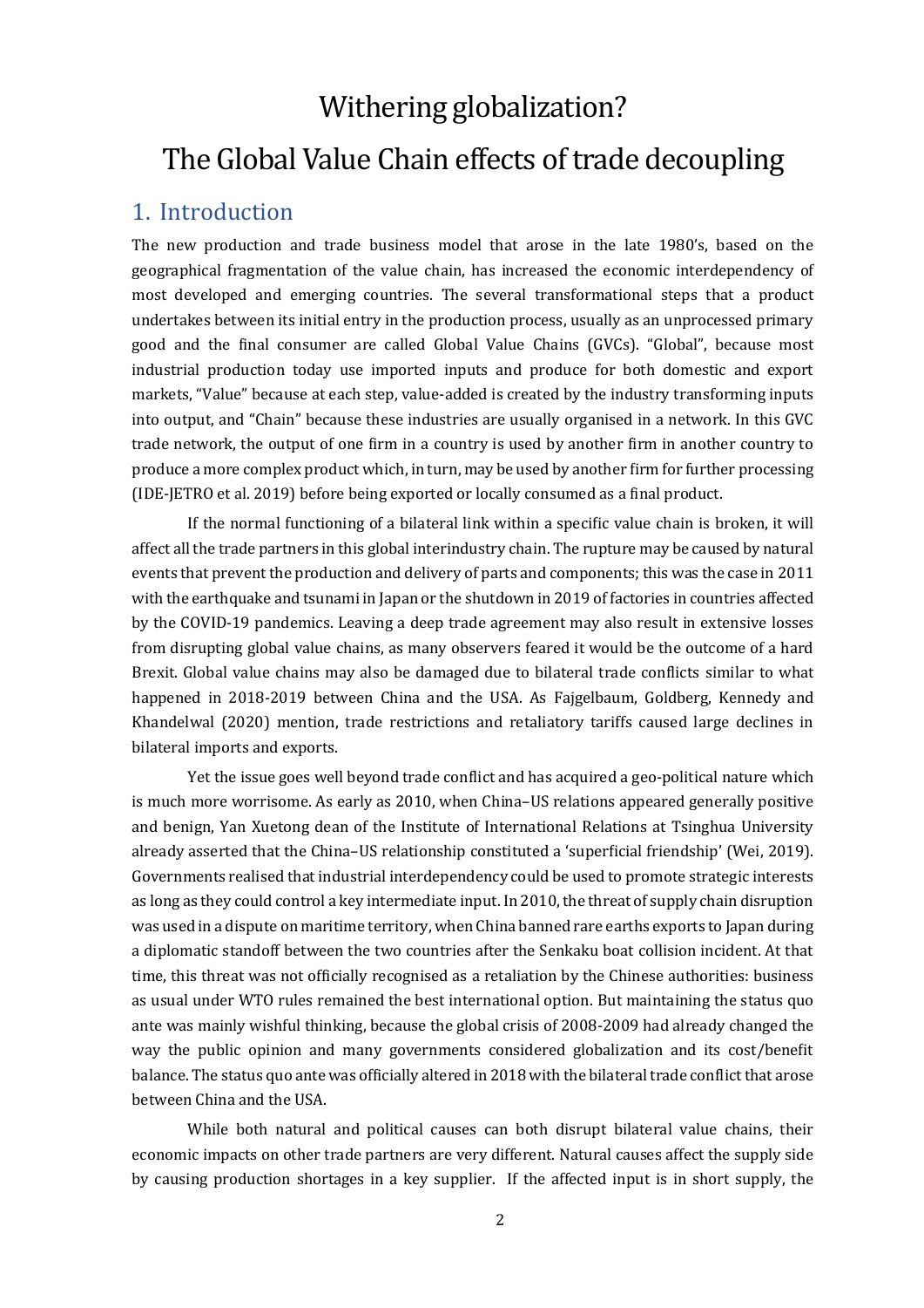# Withering globalization?

# The Global Value Chain effects of trade decoupling

## 1. Introduction

The new production and trade business model that arose in the late 1980's, based on the geographical fragmentation of the value chain, has increased the economic interdependency of most developed and emerging countries. The several transformational steps that a product undertakes between its initial entry in the production process, usually as an unprocessed primary good and the final consumer are called Global Value Chains (GVCs). "Global", because most industrial production today use imported inputs and produce for both domestic and export markets, "Value" because at each step, value-added is created by the industry transforming inputs into output, and "Chain" because these industries are usually organised in a network. In this GVC trade network, the output of one firm in a country is used by another firm in another country to produce a more complex product which, in turn, may be used by another firm for further processing (IDE-JETRO et al. 2019) before being exported or locally consumed as a final product.

If the normal functioning of a bilateral link within a specific value chain is broken, it will affect all the trade partners in this global interindustry chain. The rupture may be caused by natural events that prevent the production and delivery of parts and components; this was the case in 2011 with the earthquake and tsunami in Japan or the shutdown in 2019 of factories in countries affected by the COVID-19 pandemics. Leaving a deep trade agreement may also result in extensive losses from disrupting global value chains, as many observers feared it would be the outcome of a hard Brexit. Global value chains may also be damaged due to bilateral trade conflicts similar to what happened in 2018-2019 between China and the USA. As Fajgelbaum, Goldberg, Kennedy and Khandelwal (2020) mention, trade restrictions and retaliatory tariffs caused large declines in bilateral imports and exports.

Yet the issue goes well beyond trade conflict and has acquired a geo-political nature which is much more worrisome. As early as 2010, when China–US relations appeared generally positive and benign, Yan Xuetong dean of the Institute of International Relations at Tsinghua University already asserted that the China–US relationship constituted a 'superficial friendship' (Wei, 2019). Governments realised that industrial interdependency could be used to promote strategic interests as long as they could control a key intermediate input. In 2010, the threat of supply chain disruption was used in a dispute on maritime territory, when China banned rare earths exports to Japan during a diplomatic standoff between the two countries after the Senkaku boat collision incident. At that time, this threat was not officially recognised as a retaliation by the Chinese authorities: business as usual under WTO rules remained the best international option. But maintaining the status quo ante was mainly wishful thinking, because the global crisis of 2008-2009 had already changed the way the public opinion and many governments considered globalization and its cost/benefit balance. The status quo ante was officially altered in 2018 with the bilateral trade conflict that arose between China and the USA.

While both natural and political causes can both disrupt bilateral value chains, their economic impacts on other trade partners are very different. Natural causes affect the supply side by causing production shortages in a key supplier. If the affected input is in short supply, the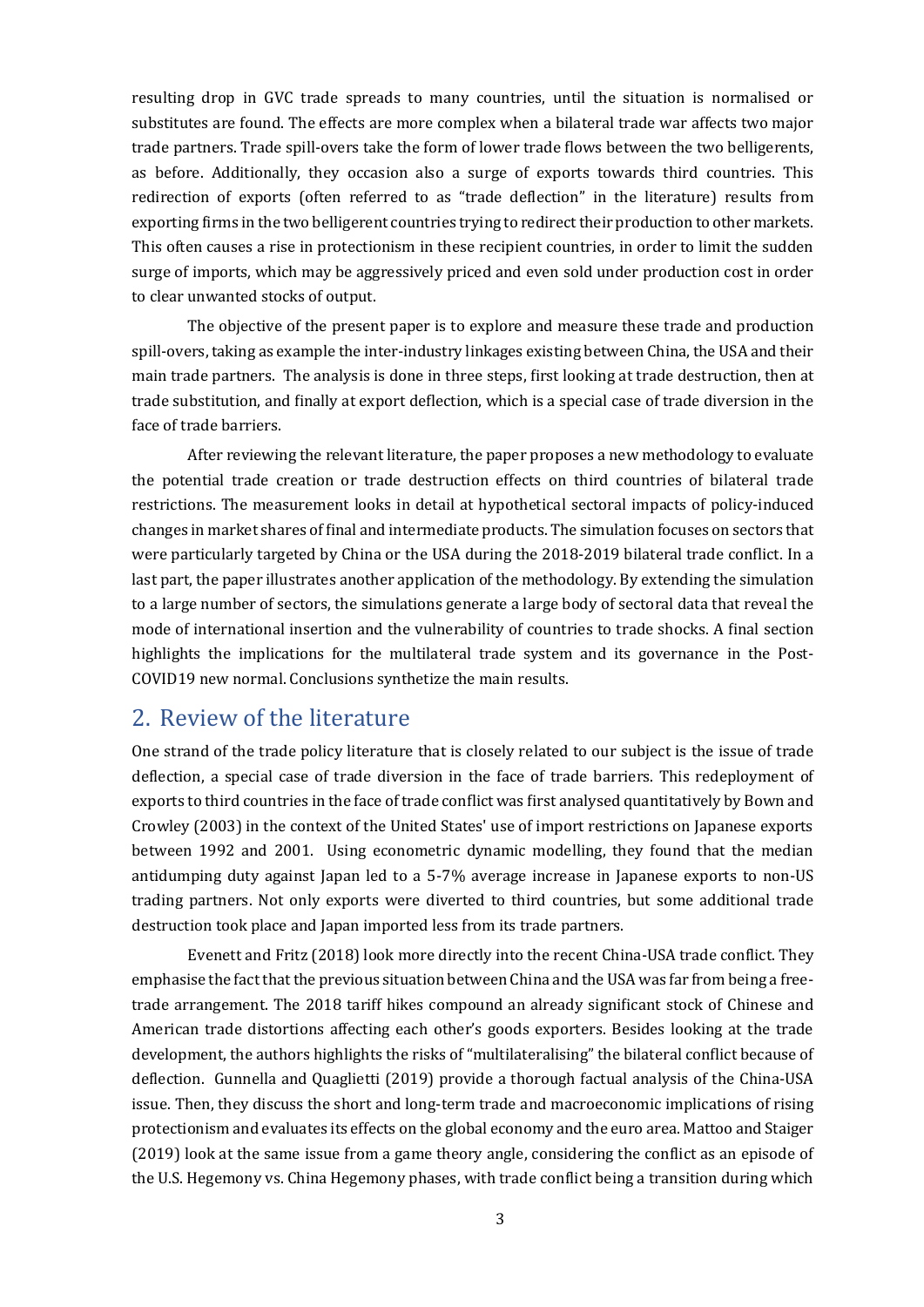resulting drop in GVC trade spreads to many countries, until the situation is normalised or substitutes are found. The effects are more complex when a bilateral trade war affects two major trade partners. Trade spill-overs take the form of lower trade flows between the two belligerents, as before. Additionally, they occasion also a surge of exports towards third countries. This redirection of exports (often referred to as "trade deflection" in the literature) results from exporting firms in the two belligerent countries trying to redirect their production to other markets. This often causes a rise in protectionism in these recipient countries, in order to limit the sudden surge of imports, which may be aggressively priced and even sold under production cost in order to clear unwanted stocks of output.

The objective of the present paper is to explore and measure these trade and production spill-overs, taking as example the inter-industry linkages existing between China, the USA and their main trade partners. The analysis is done in three steps, first looking at trade destruction, then at trade substitution, and finally at export deflection, which is a special case of trade diversion in the face of trade barriers.

After reviewing the relevant literature, the paper proposes a new methodology to evaluate the potential trade creation or trade destruction effects on third countries of bilateral trade restrictions. The measurement looks in detail at hypothetical sectoral impacts of policy-induced changes in market shares of final and intermediate products. The simulation focuses on sectors that were particularly targeted by China or the USA during the 2018-2019 bilateral trade conflict. In a last part, the paper illustrates another application of the methodology. By extending the simulation to a large number of sectors, the simulations generate a large body of sectoral data that reveal the mode of international insertion and the vulnerability of countries to trade shocks. A final section highlights the implications for the multilateral trade system and its governance in the Post-COVID19 new normal. Conclusions synthetize the main results.

## 2. Review of the literature

One strand of the trade policy literature that is closely related to our subject is the issue of trade deflection, a special case of trade diversion in the face of trade barriers. This redeployment of exports to third countries in the face of trade conflict was first analysed quantitatively by Bown and Crowley (2003) in the context of the United States' use of import restrictions on Japanese exports between 1992 and 2001. Using econometric dynamic modelling, they found that the median antidumping duty against Japan led to a 5-7% average increase in Japanese exports to non-US trading partners. Not only exports were diverted to third countries, but some additional trade destruction took place and Japan imported less from its trade partners.

Evenett and Fritz (2018) look more directly into the recent China-USA trade conflict. They emphasise the fact that the previous situation between China and the USA was far from being a free-trade arrangement. The 2018 tariff hikes compound an already significant stock of Chinese and American trade distortions affecting each other's goods exporters. Besides looking at the trade development, the authors highlights the risks of "multilateralising" the bilateral conflict because of deflection. Gunnella and Quaglietti (2019) provide a thorough factual analysis of the China-USA issue. Then, they discuss the short and long-term trade and macroeconomic implications of rising protectionism and evaluates its effects on the global economy and the euro area. Mattoo and Staiger (2019) look at the same issue from a game theory angle, considering the conflict as an episode of the U.S. Hegemony vs. China Hegemony phases, with trade conflict being a transition during which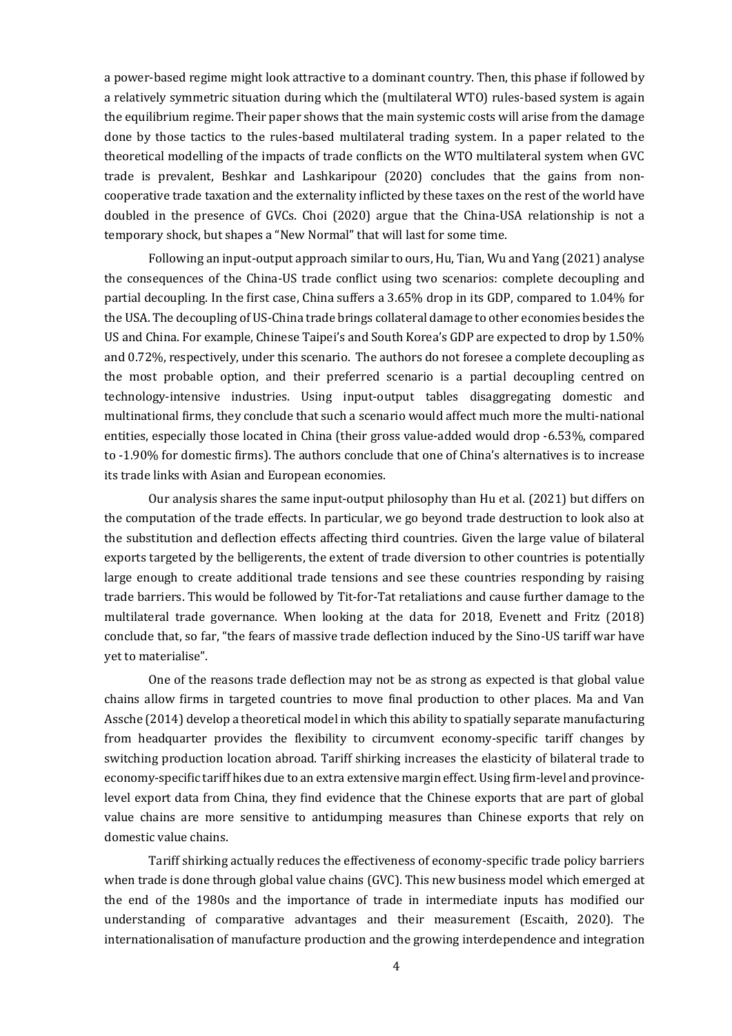a power-based regime might look attractive to a dominant country. Then, this phase if followed by a relatively symmetric situation during which the (multilateral WTO) rules-based system is again the equilibrium regime. Their paper shows that the main systemic costs will arise from the damage done by those tactics to the rules-based multilateral trading system. In a paper related to the theoretical modelling of the impacts of trade conflicts on the WTO multilateral system when GVC trade is prevalent, Beshkar and Lashkaripour (2020) concludes that the gains from non-cooperative trade taxation and the externality inflicted by these taxes on the rest of the world have doubled in the presence of GVCs. Choi (2020) argue that the China-USA relationship is not a temporary shock, but shapes a "New Normal" that will last for some time.

Following an input-output approach similar to ours, Hu, Tian, Wu and Yang (2021) analyse the consequences of the China-US trade conflict using two scenarios: complete decoupling and partial decoupling. In the first case, China suffers a 3.65% drop in its GDP, compared to 1.04% for the USA. The decoupling of US-China trade brings collateral damage to other economies besides the US and China. For example, Chinese Taipei's and South Korea's GDP are expected to drop by 1.50% and 0.72%, respectively, under this scenario. The authors do not foresee a complete decoupling as the most probable option, and their preferred scenario is a partial decoupling centred on technology-intensive industries. Using input-output tables disaggregating domestic and multinational firms, they conclude that such a scenario would affect much more the multi-national entities, especially those located in China (their gross value-added would drop -6.53%, compared to -1.90% for domestic firms). The authors conclude that one of China's alternatives is to increase its trade links with Asian and European economies.

Our analysis shares the same input-output philosophy than Hu et al. (2021) but differs on the computation of the trade effects. In particular, we go beyond trade destruction to look also at the substitution and deflection effects affecting third countries. Given the large value of bilateral exports targeted by the belligerents, the extent of trade diversion to other countries is potentially large enough to create additional trade tensions and see these countries responding by raising trade barriers. This would be followed by Tit-for-Tat retaliations and cause further damage to the multilateral trade governance. When looking at the data for 2018, Evenett and Fritz (2018) conclude that, so far, "the fears of massive trade deflection induced by the Sino-US tariff war have yet to materialise".

One of the reasons trade deflection may not be as strong as expected is that global value chains allow firms in targeted countries to move final production to other places. Ma and Van Assche (2014) develop a theoretical model in which this ability to spatially separate manufacturing from headquarter provides the flexibility to circumvent economy-specific tariff changes by switching production location abroad. Tariff shirking increases the elasticity of bilateral trade to economy-specific tariff hikes due to an extra extensive margin effect. Using firm-level and province-level export data from China, they find evidence that the Chinese exports that are part of global value chains are more sensitive to antidumping measures than Chinese exports that rely on domestic value chains.

Tariff shirking actually reduces the effectiveness of economy-specific trade policy barriers when trade is done through global value chains (GVC). This new business model which emerged at the end of the 1980s and the importance of trade in intermediate inputs has modified our understanding of comparative advantages and their measurement (Escaith, 2020). The internationalisation of manufacture production and the growing interdependence and integration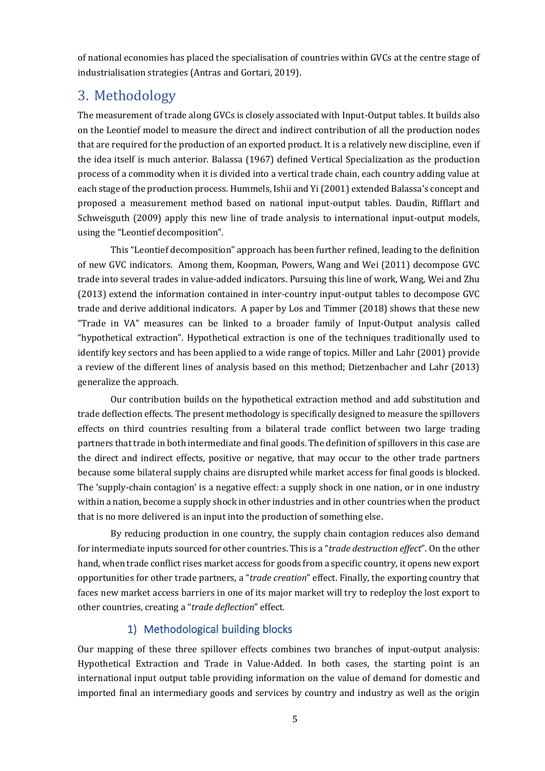of national economies has placed the specialisation of countries within GVCs at the centre stage of industrialisation strategies (Antras and Gortari, 2019).

## 3. Methodology

The measurement of trade along GVCs is closely associated with Input-Output tables. It builds also on the Leontief model to measure the direct and indirect contribution of all the production nodes that are required for the production of an exported product. It is a relatively new discipline, even if the idea itself is much anterior. Balassa (1967) defined Vertical Specialization as the production process of a commodity when it is divided into a vertical trade chain, each country adding value at each stage of the production process. Hummels, Ishii and Yi (2001) extended Balassa's concept and proposed a measurement method based on national input-output tables. Daudin, Rifflart and Schweisguth (2009) apply this new line of trade analysis to international input-output models, using the "Leontief decomposition".

This "Leontief decomposition" approach has been further refined, leading to the definition of new GVC indicators. Among them, Koopman, Powers, Wang and Wei (2011) decompose GVC trade into several trades in value-added indicators. Pursuing this line of work, Wang, Wei and Zhu (2013) extend the information contained in inter-country input-output tables to decompose GVC trade and derive additional indicators. A paper by Los and Timmer (2018) shows that these new "Trade in VA" measures can be linked to a broader family of Input-Output analysis called "hypothetical extraction". Hypothetical extraction is one of the techniques traditionally used to identify key sectors and has been applied to a wide range of topics. Miller and Lahr (2001) provide a review of the different lines of analysis based on this method; Dietzenbacher and Lahr (2013) generalize the approach.

Our contribution builds on the hypothetical extraction method and add substitution and trade deflection effects. The present methodology is specifically designed to measure the spillovers effects on third countries resulting from a bilateral trade conflict between two large trading partners that trade in both intermediate and final goods. The definition of spillovers in this case are the direct and indirect effects, positive or negative, that may occur to the other trade partners because some bilateral supply chains are disrupted while market access for final goods is blocked. The 'supply-chain contagion' is a negative effect: a supply shock in one nation, or in one industry within a nation, become a supply shock in other industries and in other countries when the product that is no more delivered is an input into the production of something else.

By reducing production in one country, the supply chain contagion reduces also demand for intermediate inputs sourced for other countries. This is a "*trade destruction effect*". On the other hand, when trade conflict rises market access for goods from a specific country, it opens new export opportunities for other trade partners, a "*trade creation*" effect. Finally, the exporting country that faces new market access barriers in one of its major market will try to redeploy the lost export to other countries, creating a "*trade deflection*" effect.

### 1) Methodological building blocks

Our mapping of these three spillover effects combines two branches of input-output analysis: Hypothetical Extraction and Trade in Value-Added. In both cases, the starting point is an international input output table providing information on the value of demand for domestic and imported final an intermediary goods and services by country and industry as well as the origin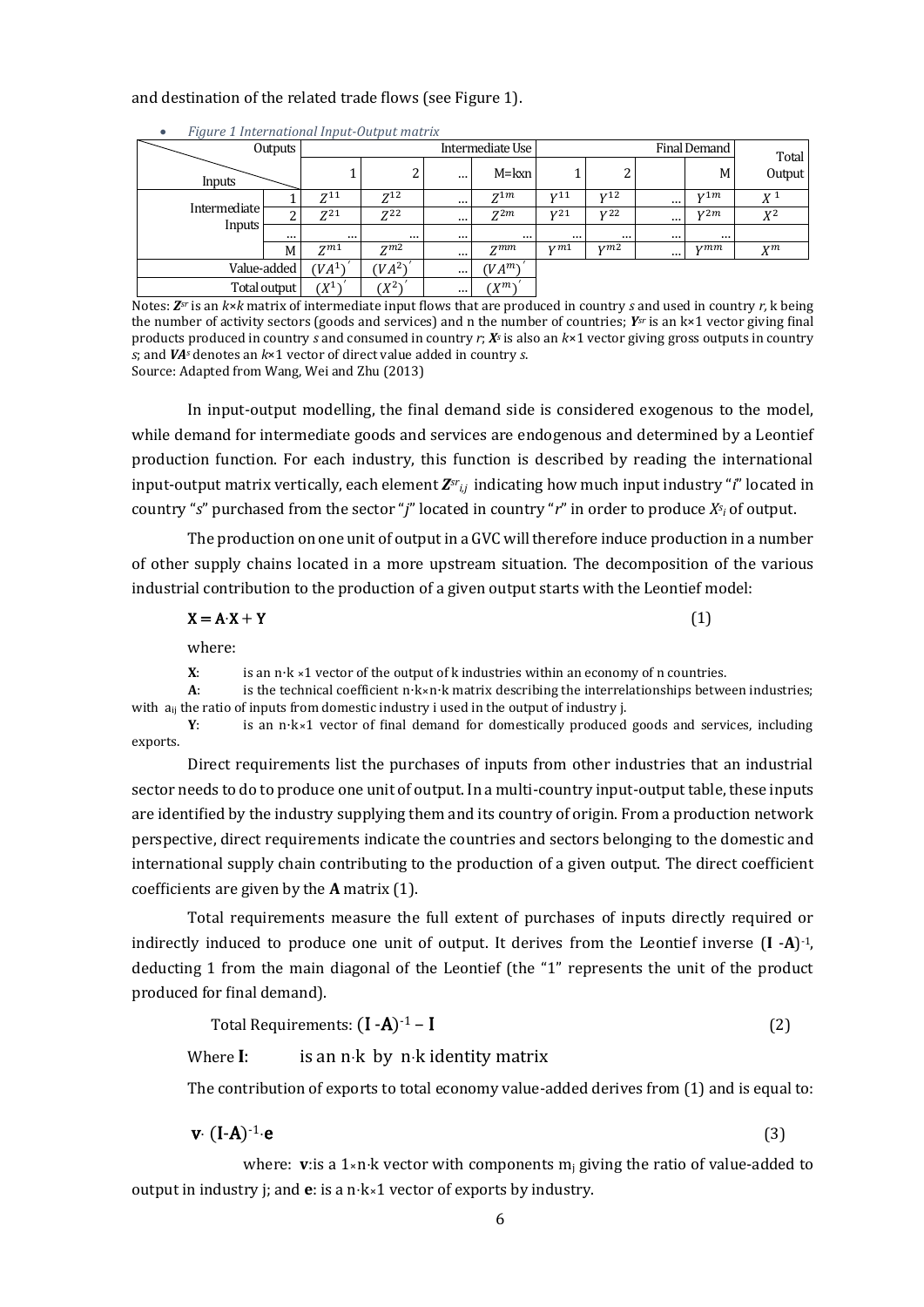and destination of the related trade flows (see Figure 1).

- *Figure 1 International Input-Output matrix*

| Inputs \ Outputs | | Intermediate Use | | | | Final Demand | | | | Total Output |
|---|---|---|---|---|---|---|---|---|---|---|
| | | 1 | 2 | … | M=kxn | 1 | 2 | … | M | |
| Intermediate Inputs | 1 | $Z^{11}$ | $Z^{12}$ | … | $Z^{1m}$ | $Y^{11}$ | $Y^{12}$ | … | $Y^{1m}$ | $X^{1}$ |
| | 2 | $Z^{21}$ | $Z^{22}$ | … | $Z^{2m}$ | $Y^{21}$ | $Y^{22}$ | … | $Y^{2m}$ | $X^{2}$ |
| | … | … | … | … | … | … | … | … | … | |
| | M | $Z^{m1}$ | $Z^{m2}$ | … | $Z^{mm}$ | $Y^{m1}$ | $Y^{m2}$ | … | $Y^{mm}$ | $X^{m}$ |
| Value-added | | $(VA^{1})'$ | $(VA^{2})'$ | … | $(VA^{m})'$ | | | | | |
| Total output | | $(X^{1})'$ | $(X^{2})'$ | … | $(X^{m})'$ | | | | | |

Notes: $\boldsymbol{Z^{sr}}$ is an $k×k$ matrix of intermediate input flows that are produced in country *s* and used in country *r*, k being the number of activity sectors (goods and services) and n the number of countries; $\boldsymbol{Y^{sr}}$ is an k×1 vector giving final products produced in country *s* and consumed in country *r*; $\boldsymbol{X^{s}}$ is also an $k$×1 vector giving gross outputs in country *s*; and $\boldsymbol{VA^{s}}$ denotes an *k*×1 vector of direct value added in country *s*.

Source: Adapted from Wang, Wei and Zhu (2013)

In input-output modelling, the final demand side is considered exogenous to the model, while demand for intermediate goods and services are endogenous and determined by a Leontief production function. For each industry, this function is described by reading the international input-output matrix vertically, each element $\boldsymbol{Z}^{sr}_{i,j}$ indicating how much input industry "*i*" located in country "*s*" purchased from the sector "*j*" located in country "*r*" in order to produce $X^{s}_{i}$ of output.

The production on one unit of output in a GVC will therefore induce production in a number of other supply chains located in a more upstream situation. The decomposition of the various industrial contribution to the production of a given output starts with the Leontief model:

$$\mathbf{X} = \mathbf{A}{\cdot}\mathbf{X} + \mathbf{Y} \tag{1}$$

where:

**X**: is an n·k ×1 vector of the output of k industries within an economy of n countries.

**A**: is the technical coefficient n·k×n·k matrix describing the interrelationships between industries; with $a_{ij}$ the ratio of inputs from domestic industry i used in the output of industry j.

**Y**: is an n·k×1 vector of final demand for domestically produced goods and services, including exports.

Direct requirements list the purchases of inputs from other industries that an industrial sector needs to do to produce one unit of output. In a multi-country input-output table, these inputs are identified by the industry supplying them and its country of origin. From a production network perspective, direct requirements indicate the countries and sectors belonging to the domestic and international supply chain contributing to the production of a given output. The direct coefficient coefficients are given by the **A** matrix (1).

Total requirements measure the full extent of purchases of inputs directly required or indirectly induced to produce one unit of output. It derives from the Leontief inverse $(\mathbf{I} - \mathbf{A})^{-1}$, deducting 1 from the main diagonal of the Leontief (the "1" represents the unit of the product produced for final demand).

$$\text{Total Requirements: } (\mathbf{I} - \mathbf{A})^{-1} - \mathbf{I} \tag{2}$$

Where **I**: is an n·k by n·k identity matrix

The contribution of exports to total economy value-added derives from (1) and is equal to:

$$\mathbf{v}{\cdot}\,(\mathbf{I}{-}\mathbf{A})^{-1}{\cdot}\mathbf{e} \tag{3}$$

where: **v**:is a 1×n·k vector with components $m_j$ giving the ratio of value-added to output in industry j; and **e**: is a n·k×1 vector of exports by industry.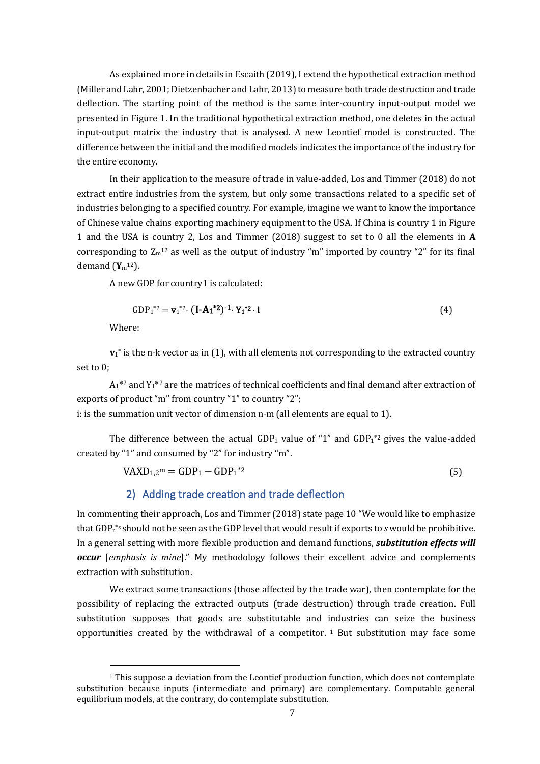As explained more in details in Escaith (2019), I extend the hypothetical extraction method (Miller and Lahr, 2001; Dietzenbacher and Lahr, 2013) to measure both trade destruction and trade deflection. The starting point of the method is the same inter-country input-output model we presented in Figure 1. In the traditional hypothetical extraction method, one deletes in the actual input-output matrix the industry that is analysed. A new Leontief model is constructed. The difference between the initial and the modified models indicates the importance of the industry for the entire economy.

In their application to the measure of trade in value-added, Los and Timmer (2018) do not extract entire industries from the system, but only some transactions related to a specific set of industries belonging to a specified country. For example, imagine we want to know the importance of Chinese value chains exporting machinery equipment to the USA. If China is country 1 in Figure 1 and the USA is country 2, Los and Timmer (2018) suggest to set to 0 all the elements in **A** corresponding to $Z_m^{12}$ as well as the output of industry "m" imported by country "2" for its final demand ($\mathbf{Y}_m^{12}$).

A new GDP for country1 is calculated:

$$\text{GDP}_1^{*2} = \mathbf{v}_1^{*2} \cdot (\mathbf{I}\text{-}\mathbf{A_1^{*2}})^{-1} \cdot \mathbf{Y_1^{*2}} \cdot \mathbf{i} \tag{4}$$

Where:

$\mathbf{v}_1^*$ is the n·k vector as in (1), with all elements not corresponding to the extracted country set to 0;

$A_1^{*2}$ and $Y_1^{*2}$ are the matrices of technical coefficients and final demand after extraction of exports of product "m" from country "1" to country "2";

i: is the summation unit vector of dimension n·m (all elements are equal to 1).

The difference between the actual $\text{GDP}_1$ value of "1" and $\text{GDP}_1^{*2}$ gives the value-added created by "1" and consumed by "2" for industry "m".

$$\text{VAXD}_{1,2}{}^{\text{m}} = \text{GDP}_1 - \text{GDP}_1^{*2} \tag{5}$$

## 2) Adding trade creation and trade deflection

In commenting their approach, Los and Timmer (2018) state page 10 "We would like to emphasize that $\text{GDP}_r^{*s}$ should not be seen as the GDP level that would result if exports to *s* would be prohibitive. In a general setting with more flexible production and demand functions, ***substitution effects will occur*** [*emphasis is mine*]." My methodology follows their excellent advice and complements extraction with substitution.

We extract some transactions (those affected by the trade war), then contemplate for the possibility of replacing the extracted outputs (trade destruction) through trade creation. Full substitution supposes that goods are substitutable and industries can seize the business opportunities created by the withdrawal of a competitor. [1] But substitution may face some

[1] This suppose a deviation from the Leontief production function, which does not contemplate substitution because inputs (intermediate and primary) are complementary. Computable general equilibrium models, at the contrary, do contemplate substitution.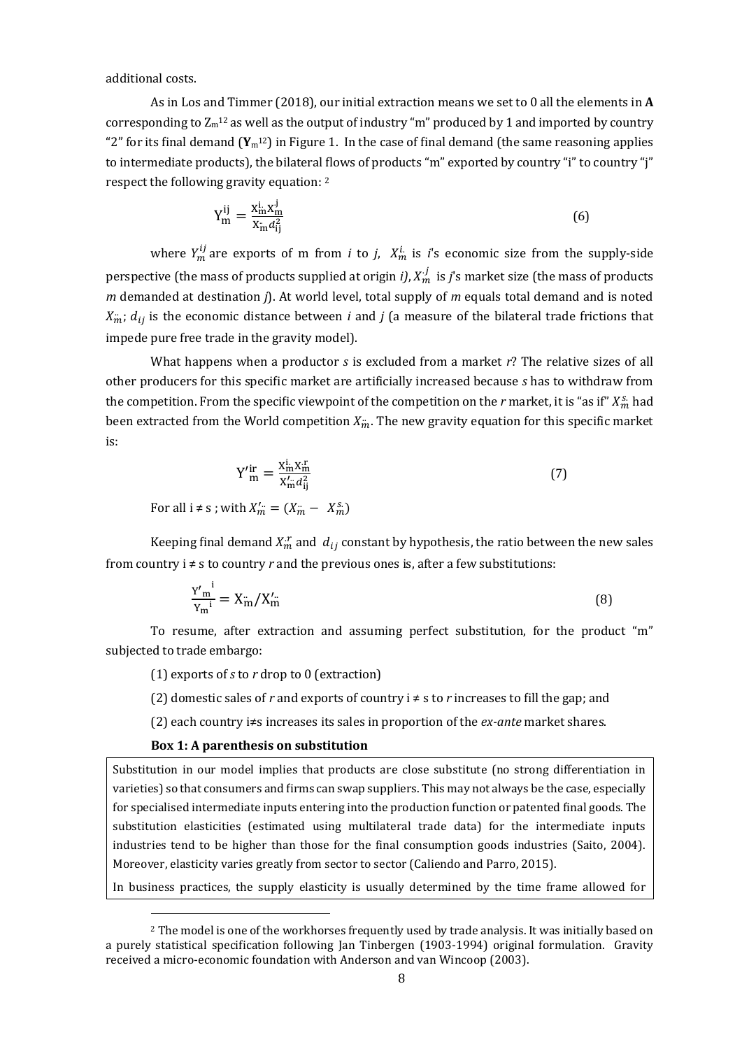additional costs.

As in Los and Timmer (2018), our initial extraction means we set to 0 all the elements in **A** corresponding to $Z_m^{12}$ as well as the output of industry "m" produced by 1 and imported by country "2" for its final demand ($\mathbf{Y}_m^{12}$) in Figure 1. In the case of final demand (the same reasoning applies to intermediate products), the bilateral flows of products "m" exported by country "i" to country "j" respect the following gravity equation: [2]

$$Y_m^{ij} = \frac{X_m^{i.} X_m^{.j}}{X_m^{..} d_{ij}^2} \tag{6}$$

where $Y_m^{ij}$ are exports of m from *i* to *j*, $X_m^{i.}$ is *i*'s economic size from the supply-side perspective (the mass of products supplied at origin *i)*, $X_m^{.j}$ is *j*'s market size (the mass of products *m* demanded at destination *j*). At world level, total supply of *m* equals total demand and is noted $X_m^{..}$; $d_{ij}$ is the economic distance between *i* and *j* (a measure of the bilateral trade frictions that impede pure free trade in the gravity model).

What happens when a productor *s* is excluded from a market *r*? The relative sizes of all other producers for this specific market are artificially increased because *s* has to withdraw from the competition. From the specific viewpoint of the competition on the *r* market, it is "as if" $X_m^{s.}$ had been extracted from the World competition $X_m^{..}$. The new gravity equation for this specific market is:

$$Y'^{ir}_m = \frac{X_m^{i.} X_m^{.r}}{X'^{..}_m d_{ij}^2} \tag{7}$$

For all i ≠ s ; with $X'^{..}_m = (X_m^{..} - X_m^{s.})$

Keeping final demand $X_m^{.r}$ and $d_{ij}$ constant by hypothesis, the ratio between the new sales from country i ≠ s to country *r* and the previous ones is, after a few substitutions:

$$\frac{{Y'_m}^{i}}{{Y_m}^{i}} = X_m^{..}/X'^{..}_m \tag{8}$$

To resume, after extraction and assuming perfect substitution, for the product "m" subjected to trade embargo:

(1) exports of *s* to *r* drop to 0 (extraction)

(2) domestic sales of *r* and exports of country i ≠ s to *r* increases to fill the gap; and

(2) each country i≠s increases its sales in proportion of the *ex-ante* market shares.

**Box 1: A parenthesis on substitution**

Substitution in our model implies that products are close substitute (no strong differentiation in varieties) so that consumers and firms can swap suppliers. This may not always be the case, especially for specialised intermediate inputs entering into the production function or patented final goods. The substitution elasticities (estimated using multilateral trade data) for the intermediate inputs industries tend to be higher than those for the final consumption goods industries (Saito, 2004). Moreover, elasticity varies greatly from sector to sector (Caliendo and Parro, 2015).

In business practices, the supply elasticity is usually determined by the time frame allowed for

[2] The model is one of the workhorses frequently used by trade analysis. It was initially based on a purely statistical specification following Jan Tinbergen (1903-1994) original formulation. Gravity received a micro-economic foundation with Anderson and van Wincoop (2003).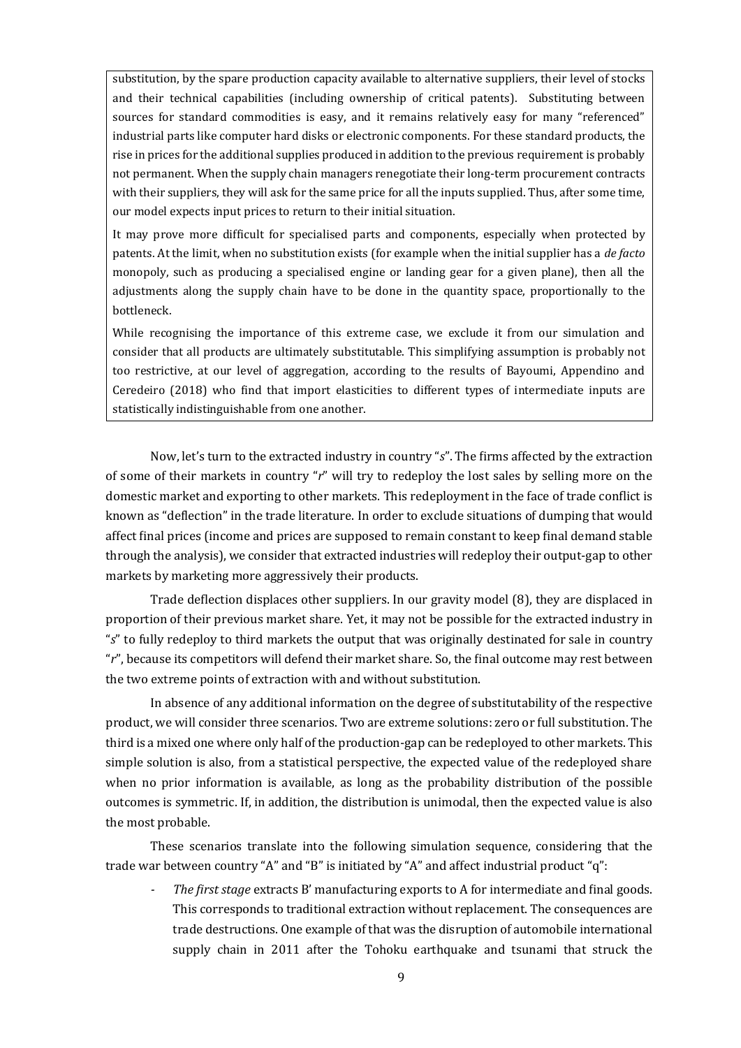substitution, by the spare production capacity available to alternative suppliers, their level of stocks and their technical capabilities (including ownership of critical patents). Substituting between sources for standard commodities is easy, and it remains relatively easy for many "referenced" industrial parts like computer hard disks or electronic components. For these standard products, the rise in prices for the additional supplies produced in addition to the previous requirement is probably not permanent. When the supply chain managers renegotiate their long-term procurement contracts with their suppliers, they will ask for the same price for all the inputs supplied. Thus, after some time, our model expects input prices to return to their initial situation.

It may prove more difficult for specialised parts and components, especially when protected by patents. At the limit, when no substitution exists (for example when the initial supplier has a *de facto* monopoly, such as producing a specialised engine or landing gear for a given plane), then all the adjustments along the supply chain have to be done in the quantity space, proportionally to the bottleneck.

While recognising the importance of this extreme case, we exclude it from our simulation and consider that all products are ultimately substitutable. This simplifying assumption is probably not too restrictive, at our level of aggregation, according to the results of Bayoumi, Appendino and Ceredeiro (2018) who find that import elasticities to different types of intermediate inputs are statistically indistinguishable from one another.

Now, let's turn to the extracted industry in country "*s*". The firms affected by the extraction of some of their markets in country "*r*" will try to redeploy the lost sales by selling more on the domestic market and exporting to other markets. This redeployment in the face of trade conflict is known as "deflection" in the trade literature. In order to exclude situations of dumping that would affect final prices (income and prices are supposed to remain constant to keep final demand stable through the analysis), we consider that extracted industries will redeploy their output-gap to other markets by marketing more aggressively their products.

Trade deflection displaces other suppliers. In our gravity model (8), they are displaced in proportion of their previous market share. Yet, it may not be possible for the extracted industry in "*s*" to fully redeploy to third markets the output that was originally destinated for sale in country "*r*", because its competitors will defend their market share. So, the final outcome may rest between the two extreme points of extraction with and without substitution.

In absence of any additional information on the degree of substitutability of the respective product, we will consider three scenarios. Two are extreme solutions: zero or full substitution. The third is a mixed one where only half of the production-gap can be redeployed to other markets. This simple solution is also, from a statistical perspective, the expected value of the redeployed share when no prior information is available, as long as the probability distribution of the possible outcomes is symmetric. If, in addition, the distribution is unimodal, then the expected value is also the most probable.

These scenarios translate into the following simulation sequence, considering that the trade war between country "A" and "B" is initiated by "A" and affect industrial product "q":

- *The first stage* extracts B' manufacturing exports to A for intermediate and final goods. This corresponds to traditional extraction without replacement. The consequences are trade destructions. One example of that was the disruption of automobile international supply chain in 2011 after the Tohoku earthquake and tsunami that struck the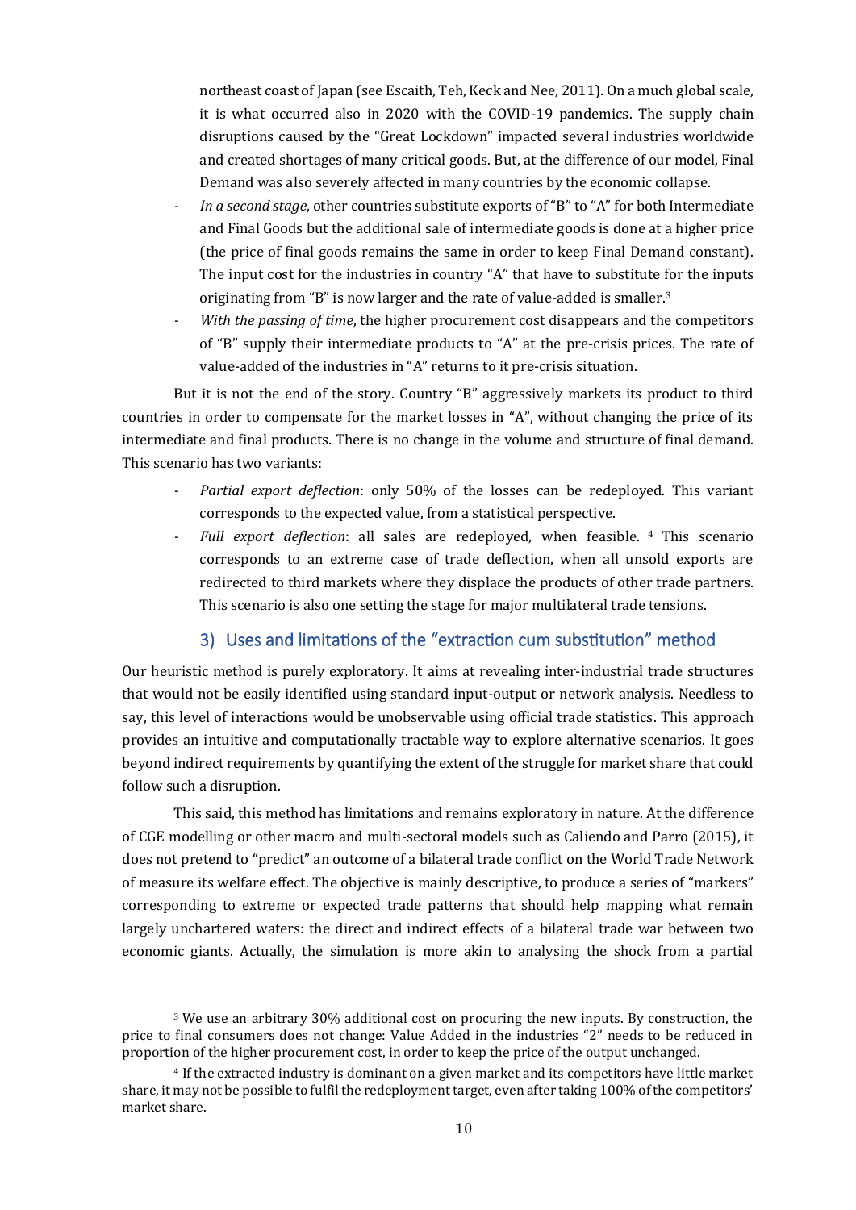northeast coast of Japan (see Escaith, Teh, Keck and Nee, 2011). On a much global scale, it is what occurred also in 2020 with the COVID-19 pandemics. The supply chain disruptions caused by the "Great Lockdown" impacted several industries worldwide and created shortages of many critical goods. But, at the difference of our model, Final Demand was also severely affected in many countries by the economic collapse.

- *In a second stage*, other countries substitute exports of "B" to "A" for both Intermediate and Final Goods but the additional sale of intermediate goods is done at a higher price (the price of final goods remains the same in order to keep Final Demand constant). The input cost for the industries in country "A" that have to substitute for the inputs originating from "B" is now larger and the rate of value-added is smaller.[3]
- *With the passing of time*, the higher procurement cost disappears and the competitors of "B" supply their intermediate products to "A" at the pre-crisis prices. The rate of value-added of the industries in "A" returns to it pre-crisis situation.

But it is not the end of the story. Country "B" aggressively markets its product to third countries in order to compensate for the market losses in "A", without changing the price of its intermediate and final products. There is no change in the volume and structure of final demand. This scenario has two variants:

- *Partial export deflection*: only 50% of the losses can be redeployed. This variant corresponds to the expected value, from a statistical perspective.
- *Full export deflection*: all sales are redeployed, when feasible. [4] This scenario corresponds to an extreme case of trade deflection, when all unsold exports are redirected to third markets where they displace the products of other trade partners. This scenario is also one setting the stage for major multilateral trade tensions.

## 3) Uses and limitations of the "extraction cum substitution" method

Our heuristic method is purely exploratory. It aims at revealing inter-industrial trade structures that would not be easily identified using standard input-output or network analysis. Needless to say, this level of interactions would be unobservable using official trade statistics. This approach provides an intuitive and computationally tractable way to explore alternative scenarios. It goes beyond indirect requirements by quantifying the extent of the struggle for market share that could follow such a disruption.

This said, this method has limitations and remains exploratory in nature. At the difference of CGE modelling or other macro and multi-sectoral models such as Caliendo and Parro (2015), it does not pretend to "predict" an outcome of a bilateral trade conflict on the World Trade Network of measure its welfare effect. The objective is mainly descriptive, to produce a series of "markers" corresponding to extreme or expected trade patterns that should help mapping what remain largely unchartered waters: the direct and indirect effects of a bilateral trade war between two economic giants. Actually, the simulation is more akin to analysing the shock from a partial

---

[3] We use an arbitrary 30% additional cost on procuring the new inputs. By construction, the price to final consumers does not change: Value Added in the industries "2" needs to be reduced in proportion of the higher procurement cost, in order to keep the price of the output unchanged.

[4] If the extracted industry is dominant on a given market and its competitors have little market share, it may not be possible to fulfil the redeployment target, even after taking 100% of the competitors' market share.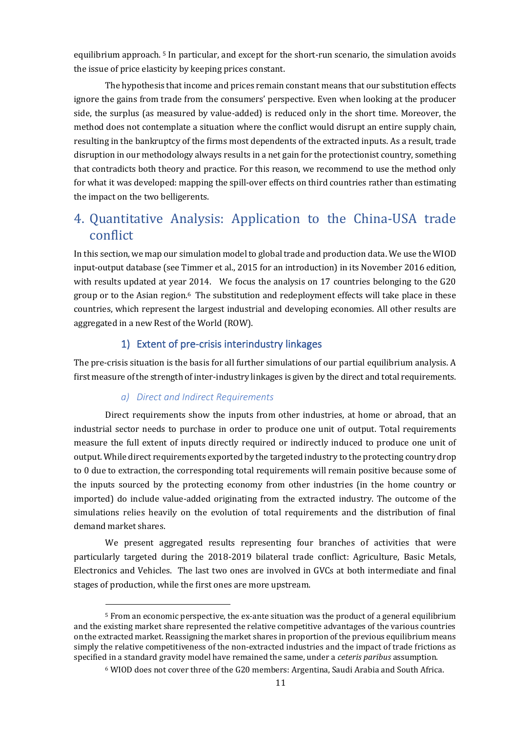equilibrium approach. [5] In particular, and except for the short-run scenario, the simulation avoids the issue of price elasticity by keeping prices constant.

The hypothesis that income and prices remain constant means that our substitution effects ignore the gains from trade from the consumers' perspective. Even when looking at the producer side, the surplus (as measured by value-added) is reduced only in the short time. Moreover, the method does not contemplate a situation where the conflict would disrupt an entire supply chain, resulting in the bankruptcy of the firms most dependents of the extracted inputs. As a result, trade disruption in our methodology always results in a net gain for the protectionist country, something that contradicts both theory and practice. For this reason, we recommend to use the method only for what it was developed: mapping the spill-over effects on third countries rather than estimating the impact on the two belligerents.

# 4. Quantitative Analysis: Application to the China-USA trade conflict

In this section, we map our simulation model to global trade and production data. We use the WIOD input-output database (see Timmer et al., 2015 for an introduction) in its November 2016 edition, with results updated at year 2014. We focus the analysis on 17 countries belonging to the G20 group or to the Asian region.[6] The substitution and redeployment effects will take place in these countries, which represent the largest industrial and developing economies. All other results are aggregated in a new Rest of the World (ROW).

## 1) Extent of pre-crisis interindustry linkages

The pre-crisis situation is the basis for all further simulations of our partial equilibrium analysis. A first measure of the strength of inter-industry linkages is given by the direct and total requirements.

### *a) Direct and Indirect Requirements*

Direct requirements show the inputs from other industries, at home or abroad, that an industrial sector needs to purchase in order to produce one unit of output. Total requirements measure the full extent of inputs directly required or indirectly induced to produce one unit of output. While direct requirements exported by the targeted industry to the protecting country drop to 0 due to extraction, the corresponding total requirements will remain positive because some of the inputs sourced by the protecting economy from other industries (in the home country or imported) do include value-added originating from the extracted industry. The outcome of the simulations relies heavily on the evolution of total requirements and the distribution of final demand market shares.

We present aggregated results representing four branches of activities that were particularly targeted during the 2018-2019 bilateral trade conflict: Agriculture, Basic Metals, Electronics and Vehicles. The last two ones are involved in GVCs at both intermediate and final stages of production, while the first ones are more upstream.

[5] From an economic perspective, the ex-ante situation was the product of a general equilibrium and the existing market share represented the relative competitive advantages of the various countries on the extracted market. Reassigning the market shares in proportion of the previous equilibrium means simply the relative competitiveness of the non-extracted industries and the impact of trade frictions as specified in a standard gravity model have remained the same, under a *ceteris paribus* assumption.

[6] WIOD does not cover three of the G20 members: Argentina, Saudi Arabia and South Africa.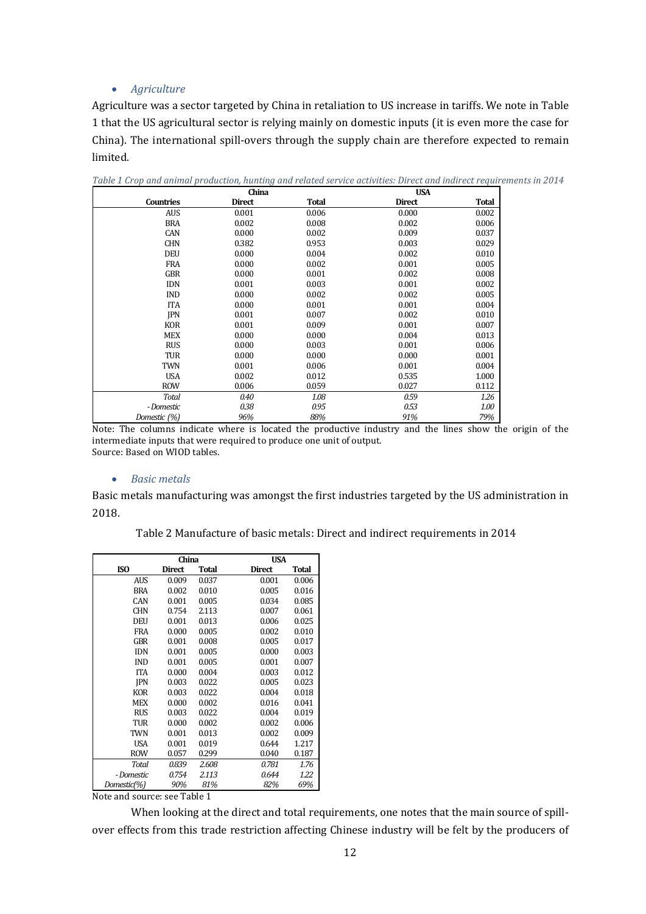- *Agriculture*

Agriculture was a sector targeted by China in retaliation to US increase in tariffs. We note in Table 1 that the US agricultural sector is relying mainly on domestic inputs (it is even more the case for China). The international spill-overs through the supply chain are therefore expected to remain limited.

*Table 1 Crop and animal production, hunting and related service activities: Direct and indirect requirements in 2014*

| | China | | USA | |
|---|---|---|---|---|
| **Countries** | **Direct** | **Total** | **Direct** | **Total** |
| AUS | 0.001 | 0.006 | 0.000 | 0.002 |
| BRA | 0.002 | 0.008 | 0.002 | 0.006 |
| CAN | 0.000 | 0.002 | 0.009 | 0.037 |
| CHN | 0.382 | 0.953 | 0.003 | 0.029 |
| DEU | 0.000 | 0.004 | 0.002 | 0.010 |
| FRA | 0.000 | 0.002 | 0.001 | 0.005 |
| GBR | 0.000 | 0.001 | 0.002 | 0.008 |
| IDN | 0.001 | 0.003 | 0.001 | 0.002 |
| IND | 0.000 | 0.002 | 0.002 | 0.005 |
| ITA | 0.000 | 0.001 | 0.001 | 0.004 |
| JPN | 0.001 | 0.007 | 0.002 | 0.010 |
| KOR | 0.001 | 0.009 | 0.001 | 0.007 |
| MEX | 0.000 | 0.000 | 0.004 | 0.013 |
| RUS | 0.000 | 0.003 | 0.001 | 0.006 |
| TUR | 0.000 | 0.000 | 0.000 | 0.001 |
| TWN | 0.001 | 0.006 | 0.001 | 0.004 |
| USA | 0.002 | 0.012 | 0.535 | 1.000 |
| ROW | 0.006 | 0.059 | 0.027 | 0.112 |
| *Total* | *0.40* | *1.08* | *0.59* | *1.26* |
| *- Domestic* | *0.38* | *0.95* | *0.53* | *1.00* |
| *Domestic (%)* | *96%* | *88%* | *91%* | *79%* |

Note: The columns indicate where is located the productive industry and the lines show the origin of the intermediate inputs that were required to produce one unit of output.
Source: Based on WIOD tables.

- *Basic metals*

Basic metals manufacturing was amongst the first industries targeted by the US administration in 2018.

Table 2 Manufacture of basic metals: Direct and indirect requirements in 2014

| | China | | USA | |
|---|---|---|---|---|
| **ISO** | **Direct** | **Total** | **Direct** | **Total** |
| AUS | 0.009 | 0.037 | 0.001 | 0.006 |
| BRA | 0.002 | 0.010 | 0.005 | 0.016 |
| CAN | 0.001 | 0.005 | 0.034 | 0.085 |
| CHN | 0.754 | 2.113 | 0.007 | 0.061 |
| DEU | 0.001 | 0.013 | 0.006 | 0.025 |
| FRA | 0.000 | 0.005 | 0.002 | 0.010 |
| GBR | 0.001 | 0.008 | 0.005 | 0.017 |
| IDN | 0.001 | 0.005 | 0.000 | 0.003 |
| IND | 0.001 | 0.005 | 0.001 | 0.007 |
| ITA | 0.000 | 0.004 | 0.003 | 0.012 |
| JPN | 0.003 | 0.022 | 0.005 | 0.023 |
| KOR | 0.003 | 0.022 | 0.004 | 0.018 |
| MEX | 0.000 | 0.002 | 0.016 | 0.041 |
| RUS | 0.003 | 0.022 | 0.004 | 0.019 |
| TUR | 0.000 | 0.002 | 0.002 | 0.006 |
| TWN | 0.001 | 0.013 | 0.002 | 0.009 |
| USA | 0.001 | 0.019 | 0.644 | 1.217 |
| ROW | 0.057 | 0.299 | 0.040 | 0.187 |
| *Total* | *0.839* | *2.608* | *0.781* | *1.76* |
| *- Domestic* | *0.754* | *2.113* | *0.644* | *1.22* |
| *Domestic(%)* | *90%* | *81%* | *82%* | *69%* |

Note and source: see Table 1

When looking at the direct and total requirements, one notes that the main source of spill-over effects from this trade restriction affecting Chinese industry will be felt by the producers of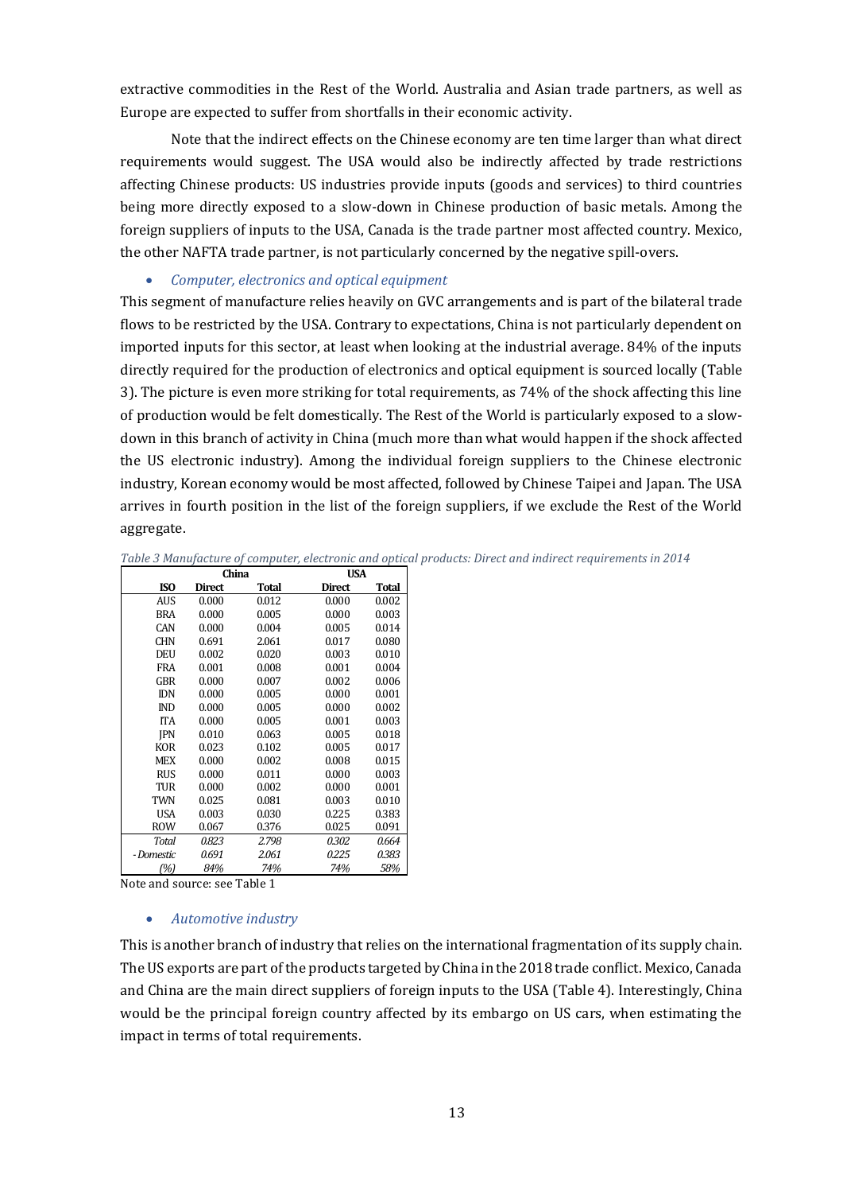extractive commodities in the Rest of the World. Australia and Asian trade partners, as well as Europe are expected to suffer from shortfalls in their economic activity.

Note that the indirect effects on the Chinese economy are ten time larger than what direct requirements would suggest. The USA would also be indirectly affected by trade restrictions affecting Chinese products: US industries provide inputs (goods and services) to third countries being more directly exposed to a slow-down in Chinese production of basic metals. Among the foreign suppliers of inputs to the USA, Canada is the trade partner most affected country. Mexico, the other NAFTA trade partner, is not particularly concerned by the negative spill-overs.

- *Computer, electronics and optical equipment*

This segment of manufacture relies heavily on GVC arrangements and is part of the bilateral trade flows to be restricted by the USA. Contrary to expectations, China is not particularly dependent on imported inputs for this sector, at least when looking at the industrial average. 84% of the inputs directly required for the production of electronics and optical equipment is sourced locally (Table 3). The picture is even more striking for total requirements, as 74% of the shock affecting this line of production would be felt domestically. The Rest of the World is particularly exposed to a slow-down in this branch of activity in China (much more than what would happen if the shock affected the US electronic industry). Among the individual foreign suppliers to the Chinese electronic industry, Korean economy would be most affected, followed by Chinese Taipei and Japan. The USA arrives in fourth position in the list of the foreign suppliers, if we exclude the Rest of the World aggregate.

*Table 3 Manufacture of computer, electronic and optical products: Direct and indirect requirements in 2014*

| | China | | USA | |
|---|---|---|---|---|
| **ISO** | **Direct** | **Total** | **Direct** | **Total** |
| AUS | 0.000 | 0.012 | 0.000 | 0.002 |
| BRA | 0.000 | 0.005 | 0.000 | 0.003 |
| CAN | 0.000 | 0.004 | 0.005 | 0.014 |
| CHN | 0.691 | 2.061 | 0.017 | 0.080 |
| DEU | 0.002 | 0.020 | 0.003 | 0.010 |
| FRA | 0.001 | 0.008 | 0.001 | 0.004 |
| GBR | 0.000 | 0.007 | 0.002 | 0.006 |
| IDN | 0.000 | 0.005 | 0.000 | 0.001 |
| IND | 0.000 | 0.005 | 0.000 | 0.002 |
| ITA | 0.000 | 0.005 | 0.001 | 0.003 |
| JPN | 0.010 | 0.063 | 0.005 | 0.018 |
| KOR | 0.023 | 0.102 | 0.005 | 0.017 |
| MEX | 0.000 | 0.002 | 0.008 | 0.015 |
| RUS | 0.000 | 0.011 | 0.000 | 0.003 |
| TUR | 0.000 | 0.002 | 0.000 | 0.001 |
| TWN | 0.025 | 0.081 | 0.003 | 0.010 |
| USA | 0.003 | 0.030 | 0.225 | 0.383 |
| ROW | 0.067 | 0.376 | 0.025 | 0.091 |
| *Total* | *0.823* | *2.798* | *0.302* | *0.664* |
| *- Domestic* | *0.691* | *2.061* | *0.225* | *0.383* |
| *(%)* | *84%* | *74%* | *74%* | *58%* |

Note and source: see Table 1

- *Automotive industry*

This is another branch of industry that relies on the international fragmentation of its supply chain. The US exports are part of the products targeted by China in the 2018 trade conflict. Mexico, Canada and China are the main direct suppliers of foreign inputs to the USA (Table 4). Interestingly, China would be the principal foreign country affected by its embargo on US cars, when estimating the impact in terms of total requirements.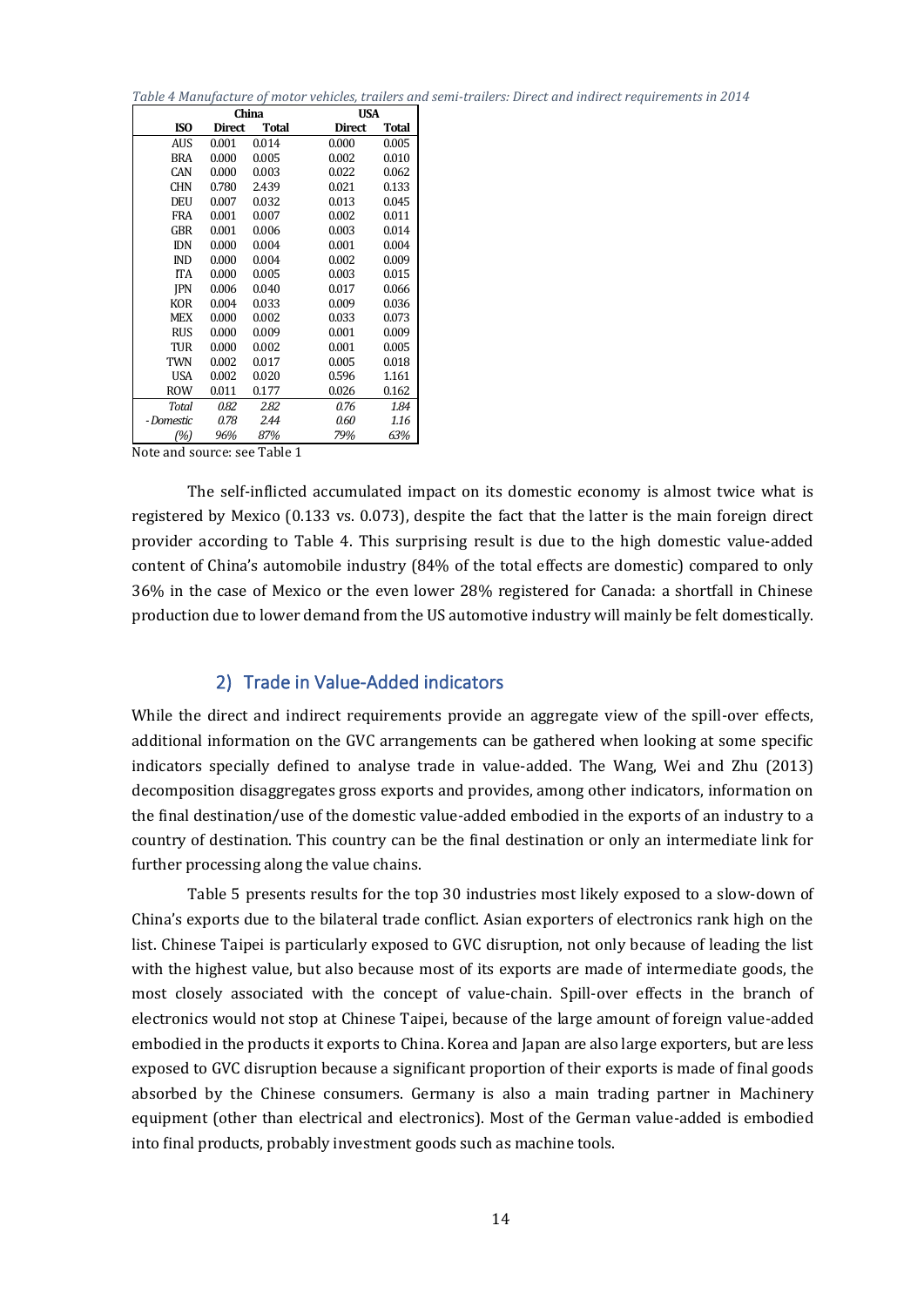*Table 4 Manufacture of motor vehicles, trailers and semi-trailers: Direct and indirect requirements in 2014*

| | China | | USA | |
|---|---|---|---|---|
| **ISO** | **Direct** | **Total** | **Direct** | **Total** |
| AUS | 0.001 | 0.014 | 0.000 | 0.005 |
| BRA | 0.000 | 0.005 | 0.002 | 0.010 |
| CAN | 0.000 | 0.003 | 0.022 | 0.062 |
| CHN | 0.780 | 2.439 | 0.021 | 0.133 |
| DEU | 0.007 | 0.032 | 0.013 | 0.045 |
| FRA | 0.001 | 0.007 | 0.002 | 0.011 |
| GBR | 0.001 | 0.006 | 0.003 | 0.014 |
| IDN | 0.000 | 0.004 | 0.001 | 0.004 |
| IND | 0.000 | 0.004 | 0.002 | 0.009 |
| ITA | 0.000 | 0.005 | 0.003 | 0.015 |
| JPN | 0.006 | 0.040 | 0.017 | 0.066 |
| KOR | 0.004 | 0.033 | 0.009 | 0.036 |
| MEX | 0.000 | 0.002 | 0.033 | 0.073 |
| RUS | 0.000 | 0.009 | 0.001 | 0.009 |
| TUR | 0.000 | 0.002 | 0.001 | 0.005 |
| TWN | 0.002 | 0.017 | 0.005 | 0.018 |
| USA | 0.002 | 0.020 | 0.596 | 1.161 |
| ROW | 0.011 | 0.177 | 0.026 | 0.162 |
| *Total* | *0.82* | *2.82* | *0.76* | *1.84* |
| *- Domestic* | *0.78* | *2.44* | *0.60* | *1.16* |
| *(%)* | *96%* | *87%* | *79%* | *63%* |

Note and source: see Table 1

The self-inflicted accumulated impact on its domestic economy is almost twice what is registered by Mexico (0.133 vs. 0.073), despite the fact that the latter is the main foreign direct provider according to Table 4. This surprising result is due to the high domestic value-added content of China's automobile industry (84% of the total effects are domestic) compared to only 36% in the case of Mexico or the even lower 28% registered for Canada: a shortfall in Chinese production due to lower demand from the US automotive industry will mainly be felt domestically.

## 2) Trade in Value-Added indicators

While the direct and indirect requirements provide an aggregate view of the spill-over effects, additional information on the GVC arrangements can be gathered when looking at some specific indicators specially defined to analyse trade in value-added. The Wang, Wei and Zhu (2013) decomposition disaggregates gross exports and provides, among other indicators, information on the final destination/use of the domestic value-added embodied in the exports of an industry to a country of destination. This country can be the final destination or only an intermediate link for further processing along the value chains.

Table 5 presents results for the top 30 industries most likely exposed to a slow-down of China's exports due to the bilateral trade conflict. Asian exporters of electronics rank high on the list. Chinese Taipei is particularly exposed to GVC disruption, not only because of leading the list with the highest value, but also because most of its exports are made of intermediate goods, the most closely associated with the concept of value-chain. Spill-over effects in the branch of electronics would not stop at Chinese Taipei, because of the large amount of foreign value-added embodied in the products it exports to China. Korea and Japan are also large exporters, but are less exposed to GVC disruption because a significant proportion of their exports is made of final goods absorbed by the Chinese consumers. Germany is also a main trading partner in Machinery equipment (other than electrical and electronics). Most of the German value-added is embodied into final products, probably investment goods such as machine tools.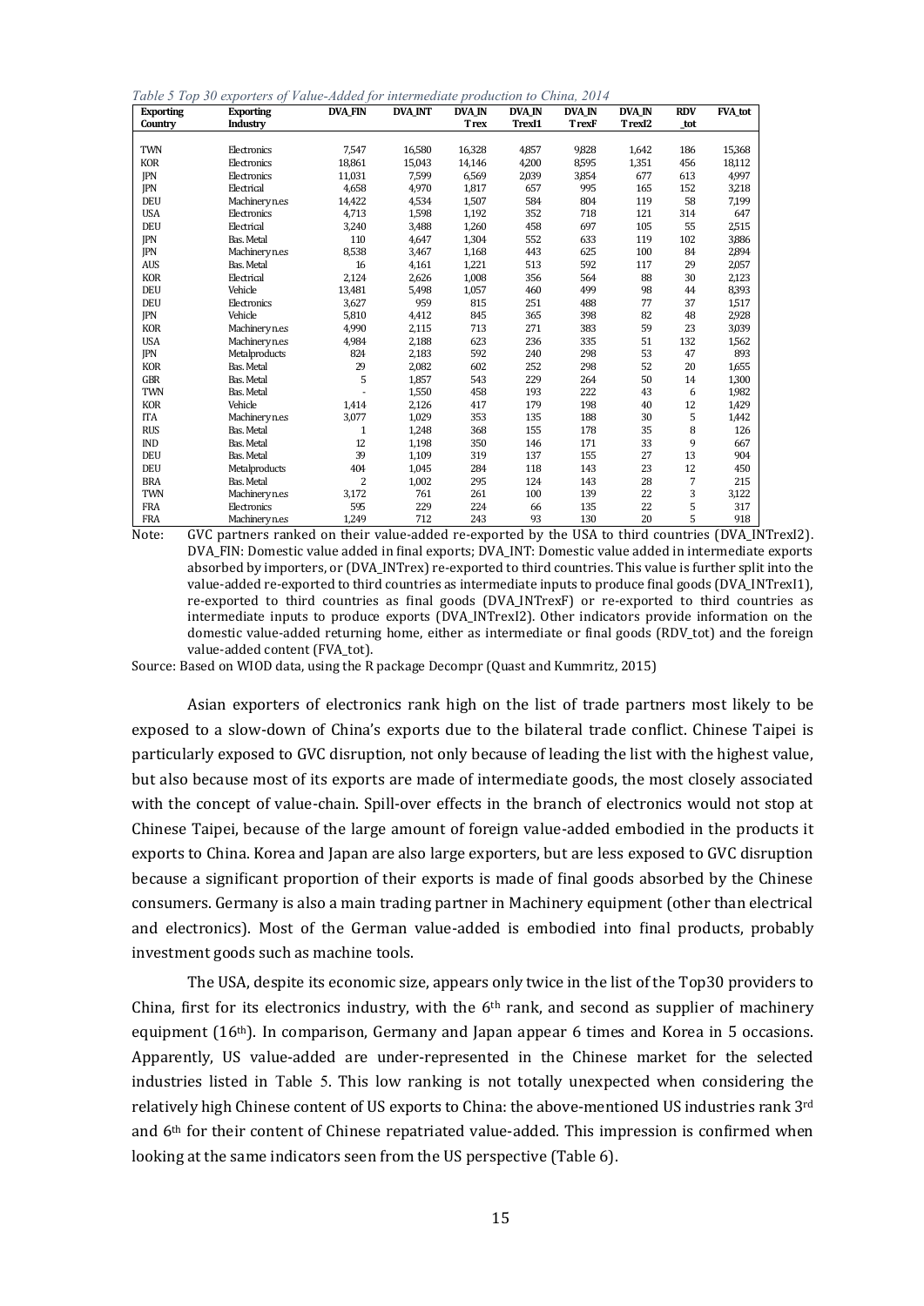*Table 5 Top 30 exporters of Value-Added for intermediate production to China, 2014*

| Exporting Country | Exporting Industry | DVA_FIN | DVA_INT | DVA_IN Trex | DVA_IN TrexI1 | DVA_IN TrexF | DVA_IN TrexI2 | RDV _tot | FVA_tot |
|---|---|---|---|---|---|---|---|---|---|
| TWN | Electronics | 7,547 | 16,580 | 16,328 | 4,857 | 9,828 | 1,642 | 186 | 15,368 |
| KOR | Electronics | 18,861 | 15,043 | 14,146 | 4,200 | 8,595 | 1,351 | 456 | 18,112 |
| JPN | Electronics | 11,031 | 7,599 | 6,569 | 2,039 | 3,854 | 677 | 613 | 4,997 |
| JPN | Electrical | 4,658 | 4,970 | 1,817 | 657 | 995 | 165 | 152 | 3,218 |
| DEU | Machinery n.es | 14,422 | 4,534 | 1,507 | 584 | 804 | 119 | 58 | 7,199 |
| USA | Electronics | 4,713 | 1,598 | 1,192 | 352 | 718 | 121 | 314 | 647 |
| DEU | Electrical | 3,240 | 3,488 | 1,260 | 458 | 697 | 105 | 55 | 2,515 |
| JPN | Bas. Metal | 110 | 4,647 | 1,304 | 552 | 633 | 119 | 102 | 3,886 |
| JPN | Machinery n.es | 8,538 | 3,467 | 1,168 | 443 | 625 | 100 | 84 | 2,894 |
| AUS | Bas. Metal | 16 | 4,161 | 1,221 | 513 | 592 | 117 | 29 | 2,057 |
| KOR | Electrical | 2,124 | 2,626 | 1,008 | 356 | 564 | 88 | 30 | 2,123 |
| DEU | Vehicle | 13,481 | 5,498 | 1,057 | 460 | 499 | 98 | 44 | 8,393 |
| DEU | Electronics | 3,627 | 959 | 815 | 251 | 488 | 77 | 37 | 1,517 |
| JPN | Vehicle | 5,810 | 4,412 | 845 | 365 | 398 | 82 | 48 | 2,928 |
| KOR | Machinery n.es | 4,990 | 2,115 | 713 | 271 | 383 | 59 | 23 | 3,039 |
| USA | Machinery n.es | 4,984 | 2,188 | 623 | 236 | 335 | 51 | 132 | 1,562 |
| JPN | Metalproducts | 824 | 2,183 | 592 | 240 | 298 | 53 | 47 | 893 |
| KOR | Bas. Metal | 29 | 2,082 | 602 | 252 | 298 | 52 | 20 | 1,655 |
| GBR | Bas. Metal | 5 | 1,857 | 543 | 229 | 264 | 50 | 14 | 1,300 |
| TWN | Bas. Metal | - | 1,550 | 458 | 193 | 222 | 43 | 6 | 1,982 |
| KOR | Vehicle | 1,414 | 2,126 | 417 | 179 | 198 | 40 | 12 | 1,429 |
| ITA | Machinery n.es | 3,077 | 1,029 | 353 | 135 | 188 | 30 | 5 | 1,442 |
| RUS | Bas. Metal | 1 | 1,248 | 368 | 155 | 178 | 35 | 8 | 126 |
| IND | Bas. Metal | 12 | 1,198 | 350 | 146 | 171 | 33 | 9 | 667 |
| DEU | Bas. Metal | 39 | 1,109 | 319 | 137 | 155 | 27 | 13 | 904 |
| DEU | Metalproducts | 404 | 1,045 | 284 | 118 | 143 | 23 | 12 | 450 |
| BRA | Bas. Metal | 2 | 1,002 | 295 | 124 | 143 | 28 | 7 | 215 |
| TWN | Machinery n.es | 3,172 | 761 | 261 | 100 | 139 | 22 | 3 | 3,122 |
| FRA | Electronics | 595 | 229 | 224 | 66 | 135 | 22 | 5 | 317 |
| FRA | Machinery n.es | 1,249 | 712 | 243 | 93 | 130 | 20 | 5 | 918 |

Note: GVC partners ranked on their value-added re-exported by the USA to third countries (DVA_INTrexI2). DVA_FIN: Domestic value added in final exports; DVA_INT: Domestic value added in intermediate exports absorbed by importers, or (DVA_INTrex) re-exported to third countries. This value is further split into the value-added re-exported to third countries as intermediate inputs to produce final goods (DVA_INTrexI1), re-exported to third countries as final goods (DVA_INTrexF) or re-exported to third countries as intermediate inputs to produce exports (DVA_INTrexI2). Other indicators provide information on the domestic value-added returning home, either as intermediate or final goods (RDV_tot) and the foreign value-added content (FVA_tot).

Source: Based on WIOD data, using the R package Decompr (Quast and Kummritz, 2015)

Asian exporters of electronics rank high on the list of trade partners most likely to be exposed to a slow-down of China's exports due to the bilateral trade conflict. Chinese Taipei is particularly exposed to GVC disruption, not only because of leading the list with the highest value, but also because most of its exports are made of intermediate goods, the most closely associated with the concept of value-chain. Spill-over effects in the branch of electronics would not stop at Chinese Taipei, because of the large amount of foreign value-added embodied in the products it exports to China. Korea and Japan are also large exporters, but are less exposed to GVC disruption because a significant proportion of their exports is made of final goods absorbed by the Chinese consumers. Germany is also a main trading partner in Machinery equipment (other than electrical and electronics). Most of the German value-added is embodied into final products, probably investment goods such as machine tools.

The USA, despite its economic size, appears only twice in the list of the Top30 providers to China, first for its electronics industry, with the 6th rank, and second as supplier of machinery equipment (16th). In comparison, Germany and Japan appear 6 times and Korea in 5 occasions. Apparently, US value-added are under-represented in the Chinese market for the selected industries listed in Table 5. This low ranking is not totally unexpected when considering the relatively high Chinese content of US exports to China: the above-mentioned US industries rank 3rd and 6th for their content of Chinese repatriated value-added. This impression is confirmed when looking at the same indicators seen from the US perspective (Table 6).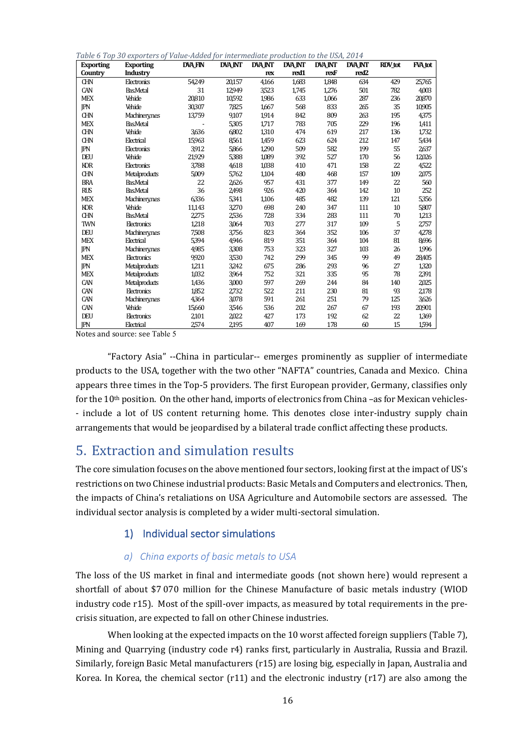*Table 6 Top 30 exporters of Value-Added for intermediate production to the USA, 2014*

| Exporting Country | Exporting Industry | DVA_FIN | DVA_INT | DVA_INT rex | DVA_INT rexI1 | DVA_INT rexF | DVA_INT rexI2 | RDV_tot | FVA_tot |
|---|---|---|---|---|---|---|---|---|---|
| CHN | Electronics | 54,249 | 20,157 | 4,166 | 1,683 | 1,848 | 634 | 429 | 25,765 |
| CAN | BasMetal | 31 | 12,949 | 3,523 | 1,745 | 1,276 | 501 | 782 | 4,003 |
| MEX | Vehicle | 20,810 | 10,592 | 1,986 | 633 | 1,066 | 287 | 236 | 20,870 |
| JPN | Vehicle | 30,307 | 7,825 | 1,667 | 568 | 833 | 265 | 35 | 10,905 |
| CHN | Machinery.nes | 13,759 | 9,107 | 1,914 | 842 | 809 | 263 | 195 | 4,375 |
| MEX | BasMetal | - | 5,305 | 1,717 | 783 | 705 | 229 | 196 | 1,411 |
| CHN | Vehicle | 3,636 | 6,802 | 1,310 | 474 | 619 | 217 | 136 | 1,732 |
| CHN | Electrical | 15,963 | 8,561 | 1,459 | 623 | 624 | 212 | 147 | 5,434 |
| JPN | Electronics | 3,912 | 5,866 | 1,290 | 509 | 582 | 199 | 55 | 2,637 |
| DEU | Vehicle | 21,929 | 5,388 | 1,089 | 392 | 527 | 170 | 56 | 12,026 |
| KOR | Electronics | 3,788 | 4,618 | 1,038 | 410 | 471 | 158 | 22 | 4,522 |
| CHN | Metalproducts | 5,009 | 5,762 | 1,104 | 480 | 468 | 157 | 109 | 2,075 |
| BRA | BasMetal | 22 | 2,626 | 957 | 431 | 377 | 149 | 22 | 560 |
| RUS | BasMetal | 36 | 2,498 | 926 | 420 | 364 | 142 | 10 | 252 |
| MEX | Machinery.nes | 6,336 | 5,341 | 1,106 | 485 | 482 | 139 | 121 | 5,356 |
| KOR | Vehicle | 11,143 | 3,270 | 698 | 240 | 347 | 111 | 10 | 5,807 |
| CHN | BasMetal | 2,275 | 2,536 | 728 | 334 | 283 | 111 | 70 | 1,213 |
| TWN | Electronics | 1,218 | 3,064 | 703 | 277 | 317 | 109 | 5 | 2,757 |
| DEU | Machinery.nes | 7,508 | 3,756 | 823 | 364 | 352 | 106 | 37 | 4,278 |
| MEX | Electrical | 5,394 | 4,946 | 819 | 351 | 364 | 104 | 81 | 8,696 |
| JPN | Machinery.nes | 4,985 | 3,308 | 753 | 323 | 327 | 103 | 26 | 1,996 |
| MEX | Electronics | 9,920 | 3,530 | 742 | 299 | 345 | 99 | 49 | 28,405 |
| JPN | Metalproducts | 1,211 | 3,242 | 675 | 286 | 293 | 96 | 27 | 1,320 |
| MEX | Metalproducts | 1,032 | 3,964 | 752 | 321 | 335 | 95 | 78 | 2,391 |
| CAN | Metalproducts | 1,436 | 3,000 | 597 | 269 | 244 | 84 | 140 | 2,025 |
| CAN | Electronics | 1,852 | 2,732 | 522 | 211 | 230 | 81 | 93 | 2,178 |
| CAN | Machinery.nes | 4,364 | 3,078 | 591 | 261 | 251 | 79 | 125 | 3,626 |
| CAN | Vehicle | 15,660 | 3,546 | 536 | 202 | 267 | 67 | 193 | 20,901 |
| DEU | Electronics | 2,101 | 2,022 | 427 | 173 | 192 | 62 | 22 | 1,369 |
| JPN | Electrical | 2,574 | 2,195 | 407 | 169 | 178 | 60 | 15 | 1,594 |

Notes and source: see Table 5

"Factory Asia" --China in particular-- emerges prominently as supplier of intermediate products to the USA, together with the two other "NAFTA" countries, Canada and Mexico. China appears three times in the Top-5 providers. The first European provider, Germany, classifies only for the 10th position. On the other hand, imports of electronics from China –as for Mexican vehicles-- include a lot of US content returning home. This denotes close inter-industry supply chain arrangements that would be jeopardised by a bilateral trade conflict affecting these products.

# 5. Extraction and simulation results

The core simulation focuses on the above mentioned four sectors, looking first at the impact of US's restrictions on two Chinese industrial products: Basic Metals and Computers and electronics. Then, the impacts of China's retaliations on USA Agriculture and Automobile sectors are assessed. The individual sector analysis is completed by a wider multi-sectoral simulation.

## 1) Individual sector simulations

### *a) China exports of basic metals to USA*

The loss of the US market in final and intermediate goods (not shown here) would represent a shortfall of about $7 070 million for the Chinese Manufacture of basic metals industry (WIOD industry code r15). Most of the spill-over impacts, as measured by total requirements in the pre-crisis situation, are expected to fall on other Chinese industries.

When looking at the expected impacts on the 10 worst affected foreign suppliers (Table 7), Mining and Quarrying (industry code r4) ranks first, particularly in Australia, Russia and Brazil. Similarly, foreign Basic Metal manufacturers (r15) are losing big, especially in Japan, Australia and Korea. In Korea, the chemical sector (r11) and the electronic industry (r17) are also among the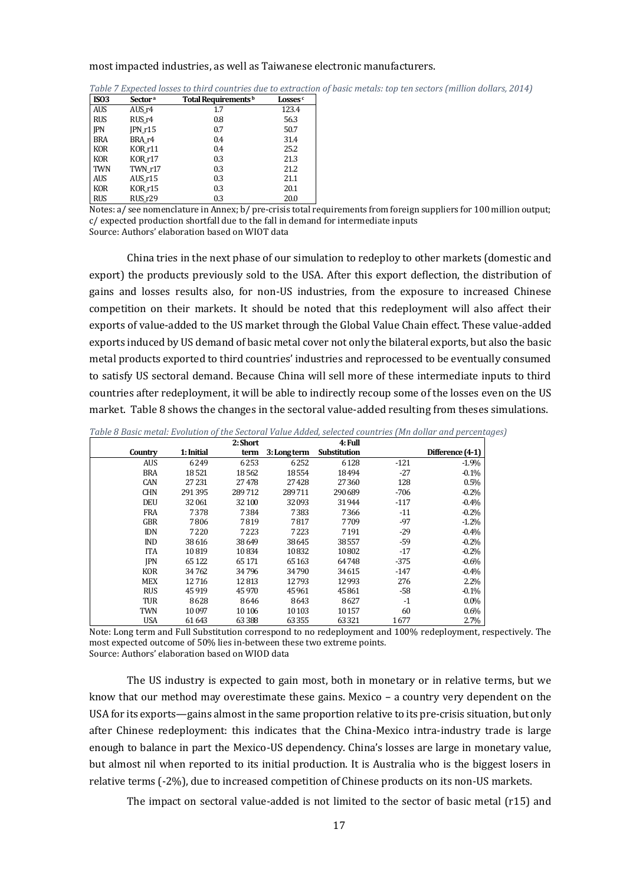most impacted industries, as well as Taiwanese electronic manufacturers.

*Table 7 Expected losses to third countries due to extraction of basic metals: top ten sectors (million dollars, 2014)*

| ISO3 | Sector [a] | Total Requirements [b] | Losses [c] |
|---|---|---|---|
| AUS | AUS_r4 | 1.7 | 123.4 |
| RUS | RUS_r4 | 0.8 | 56.3 |
| JPN | JPN_r15 | 0.7 | 50.7 |
| BRA | BRA_r4 | 0.4 | 31.4 |
| KOR | KOR_r11 | 0.4 | 25.2 |
| KOR | KOR_r17 | 0.3 | 21.3 |
| TWN | TWN_r17 | 0.3 | 21.2 |
| AUS | AUS_r15 | 0.3 | 21.1 |
| KOR | KOR_r15 | 0.3 | 20.1 |
| RUS | RUS_r29 | 0.3 | 20.0 |

Notes: a/ see nomenclature in Annex; b/ pre-crisis total requirements from foreign suppliers for 100 million output; c/ expected production shortfall due to the fall in demand for intermediate inputs
Source: Authors' elaboration based on WIOT data

China tries in the next phase of our simulation to redeploy to other markets (domestic and export) the products previously sold to the USA. After this export deflection, the distribution of gains and losses results also, for non-US industries, from the exposure to increased Chinese competition on their markets. It should be noted that this redeployment will also affect their exports of value-added to the US market through the Global Value Chain effect. These value-added exports induced by US demand of basic metal cover not only the bilateral exports, but also the basic metal products exported to third countries' industries and reprocessed to be eventually consumed to satisfy US sectoral demand. Because China will sell more of these intermediate inputs to third countries after redeployment, it will be able to indirectly recoup some of the losses even on the US market. Table 8 shows the changes in the sectoral value-added resulting from theses simulations.

*Table 8 Basic metal: Evolution of the Sectoral Value Added, selected countries (Mn dollar and percentages)*

| Country | 1: Initial | 2: Short term | 3: Long term | 4: Full Substitution | | Difference (4-1) |
|---|---|---|---|---|---|---|
| AUS | 6 249 | 6 253 | 6 252 | 6 128 | -121 | -1.9% |
| BRA | 18 521 | 18 562 | 18 554 | 18 494 | -27 | -0.1% |
| CAN | 27 231 | 27 478 | 27 428 | 27 360 | 128 | 0.5% |
| CHN | 291 395 | 289 712 | 289 711 | 290 689 | -706 | -0.2% |
| DEU | 32 061 | 32 100 | 32 093 | 31 944 | -117 | -0.4% |
| FRA | 7 378 | 7 384 | 7 383 | 7 366 | -11 | -0.2% |
| GBR | 7 806 | 7 819 | 7 817 | 7 709 | -97 | -1.2% |
| IDN | 7 220 | 7 223 | 7 223 | 7 191 | -29 | -0.4% |
| IND | 38 616 | 38 649 | 38 645 | 38 557 | -59 | -0.2% |
| ITA | 10 819 | 10 834 | 10 832 | 10 802 | -17 | -0.2% |
| JPN | 65 122 | 65 171 | 65 163 | 64 748 | -375 | -0.6% |
| KOR | 34 762 | 34 796 | 34 790 | 34 615 | -147 | -0.4% |
| MEX | 12 716 | 12 813 | 12 793 | 12 993 | 276 | 2.2% |
| RUS | 45 919 | 45 970 | 45 961 | 45 861 | -58 | -0.1% |
| TUR | 8 628 | 8 646 | 8 643 | 8 627 | -1 | 0.0% |
| TWN | 10 097 | 10 106 | 10 103 | 10 157 | 60 | 0.6% |
| USA | 61 643 | 63 388 | 63 355 | 63 321 | 1 677 | 2.7% |

Note: Long term and Full Substitution correspond to no redeployment and 100% redeployment, respectively. The most expected outcome of 50% lies in-between these two extreme points.
Source: Authors' elaboration based on WIOD data

The US industry is expected to gain most, both in monetary or in relative terms, but we know that our method may overestimate these gains. Mexico – a country very dependent on the USA for its exports—gains almost in the same proportion relative to its pre-crisis situation, but only after Chinese redeployment: this indicates that the China-Mexico intra-industry trade is large enough to balance in part the Mexico-US dependency. China's losses are large in monetary value, but almost nil when reported to its initial production. It is Australia who is the biggest losers in relative terms (-2%), due to increased competition of Chinese products on its non-US markets.

The impact on sectoral value-added is not limited to the sector of basic metal (r15) and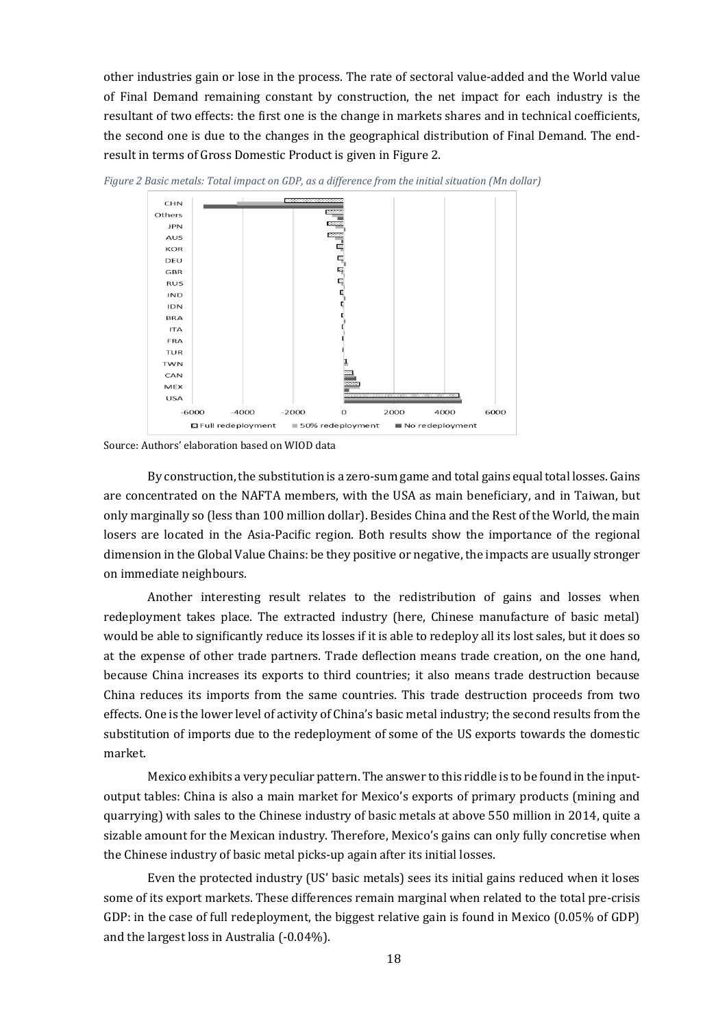other industries gain or lose in the process. The rate of sectoral value-added and the World value of Final Demand remaining constant by construction, the net impact for each industry is the resultant of two effects: the first one is the change in markets shares and in technical coefficients, the second one is due to the changes in the geographical distribution of Final Demand. The end-result in terms of Gross Domestic Product is given in Figure 2.

*Figure 2 Basic metals: Total impact on GDP, as a difference from the initial situation (Mn dollar)*

Source: Authors' elaboration based on WIOD data

By construction, the substitution is a zero-sum game and total gains equal total losses. Gains are concentrated on the NAFTA members, with the USA as main beneficiary, and in Taiwan, but only marginally so (less than 100 million dollar). Besides China and the Rest of the World, the main losers are located in the Asia-Pacific region. Both results show the importance of the regional dimension in the Global Value Chains: be they positive or negative, the impacts are usually stronger on immediate neighbours.

Another interesting result relates to the redistribution of gains and losses when redeployment takes place. The extracted industry (here, Chinese manufacture of basic metal) would be able to significantly reduce its losses if it is able to redeploy all its lost sales, but it does so at the expense of other trade partners. Trade deflection means trade creation, on the one hand, because China increases its exports to third countries; it also means trade destruction because China reduces its imports from the same countries. This trade destruction proceeds from two effects. One is the lower level of activity of China's basic metal industry; the second results from the substitution of imports due to the redeployment of some of the US exports towards the domestic market.

Mexico exhibits a very peculiar pattern. The answer to this riddle is to be found in the input-output tables: China is also a main market for Mexico's exports of primary products (mining and quarrying) with sales to the Chinese industry of basic metals at above 550 million in 2014, quite a sizable amount for the Mexican industry. Therefore, Mexico's gains can only fully concretise when the Chinese industry of basic metal picks-up again after its initial losses.

Even the protected industry (US' basic metals) sees its initial gains reduced when it loses some of its export markets. These differences remain marginal when related to the total pre-crisis GDP: in the case of full redeployment, the biggest relative gain is found in Mexico (0.05% of GDP) and the largest loss in Australia (-0.04%).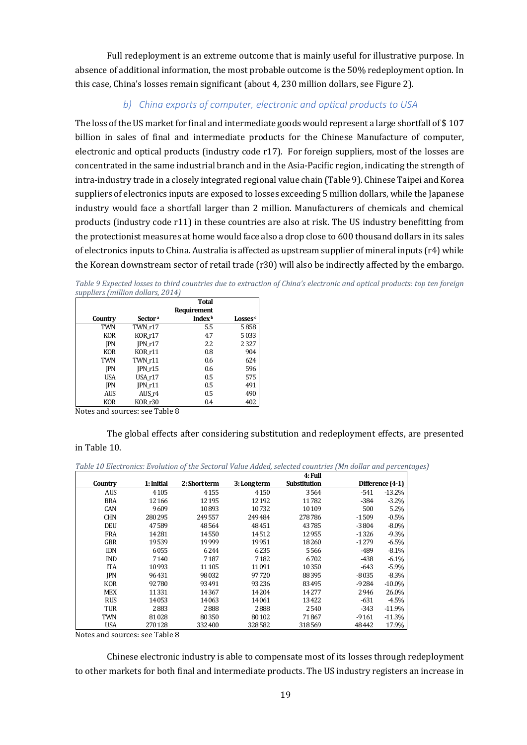Full redeployment is an extreme outcome that is mainly useful for illustrative purpose. In absence of additional information, the most probable outcome is the 50% redeployment option. In this case, China's losses remain significant (about 4, 230 million dollars, see Figure 2).

### *b) China exports of computer, electronic and optical products to USA*

The loss of the US market for final and intermediate goods would represent a large shortfall of $ 107 billion in sales of final and intermediate products for the Chinese Manufacture of computer, electronic and optical products (industry code r17). For foreign suppliers, most of the losses are concentrated in the same industrial branch and in the Asia-Pacific region, indicating the strength of intra-industry trade in a closely integrated regional value chain (Table 9). Chinese Taipei and Korea suppliers of electronics inputs are exposed to losses exceeding 5 million dollars, while the Japanese industry would face a shortfall larger than 2 million. Manufacturers of chemicals and chemical products (industry code r11) in these countries are also at risk. The US industry benefitting from the protectionist measures at home would face also a drop close to 600 thousand dollars in its sales of electronics inputs to China. Australia is affected as upstream supplier of mineral inputs (r4) while the Korean downstream sector of retail trade (r30) will also be indirectly affected by the embargo.

*Table 9 Expected losses to third countries due to extraction of China's electronic and optical products: top ten foreign suppliers (million dollars, 2014)*

| Country | Sector [a] | Total Requirement Index [b] | Losses [c] |
|---|---|---|---|
| TWN | TWN_r17 | 5.5 | 5 858 |
| KOR | KOR_r17 | 4.7 | 5 033 |
| JPN | JPN_r17 | 2.2 | 2 327 |
| KOR | KOR_r11 | 0.8 | 904 |
| TWN | TWN_r11 | 0.6 | 624 |
| JPN | JPN_r15 | 0.6 | 596 |
| USA | USA_r17 | 0.5 | 575 |
| JPN | JPN_r11 | 0.5 | 491 |
| AUS | AUS_r4 | 0.5 | 490 |
| KOR | KOR_r30 | 0.4 | 402 |

Notes and sources: see Table 8

The global effects after considering substitution and redeployment effects, are presented in Table 10.

*Table 10 Electronics: Evolution of the Sectoral Value Added, selected countries (Mn dollar and percentages)*

| Country | 1: Initial | 2: Short term | 3: Long term | 4: Full Substitution | Difference (4-1) | |
|---|---|---|---|---|---|---|
| AUS | 4 105 | 4 155 | 4 150 | 3 564 | -541 | -13.2% |
| BRA | 12 166 | 12 195 | 12 192 | 11 782 | -384 | -3.2% |
| CAN | 9 609 | 10 893 | 10 732 | 10 109 | 500 | 5.2% |
| CHN | 280 295 | 249 557 | 249 484 | 278 786 | -1 509 | -0.5% |
| DEU | 47 589 | 48 564 | 48 451 | 43 785 | -3 804 | -8.0% |
| FRA | 14 281 | 14 550 | 14 512 | 12 955 | -1 326 | -9.3% |
| GBR | 19 539 | 19 999 | 19 951 | 18 260 | -1 279 | -6.5% |
| IDN | 6 055 | 6 244 | 6 235 | 5 566 | -489 | -8.1% |
| IND | 7 140 | 7 187 | 7 182 | 6 702 | -438 | -6.1% |
| ITA | 10 993 | 11 105 | 11 091 | 10 350 | -643 | -5.9% |
| JPN | 96 431 | 98 032 | 97 720 | 88 395 | -8 035 | -8.3% |
| KOR | 92 780 | 93 491 | 93 236 | 83 495 | -9 284 | -10.0% |
| MEX | 11 331 | 14 367 | 14 204 | 14 277 | 2 946 | 26.0% |
| RUS | 14 053 | 14 063 | 14 061 | 13 422 | -631 | -4.5% |
| TUR | 2 883 | 2 888 | 2 888 | 2 540 | -343 | -11.9% |
| TWN | 81 028 | 80 350 | 80 102 | 71 867 | -9 161 | -11.3% |
| USA | 270 128 | 332 400 | 328 582 | 318 569 | 48 442 | 17.9% |

Notes and sources: see Table 8

Chinese electronic industry is able to compensate most of its losses through redeployment to other markets for both final and intermediate products. The US industry registers an increase in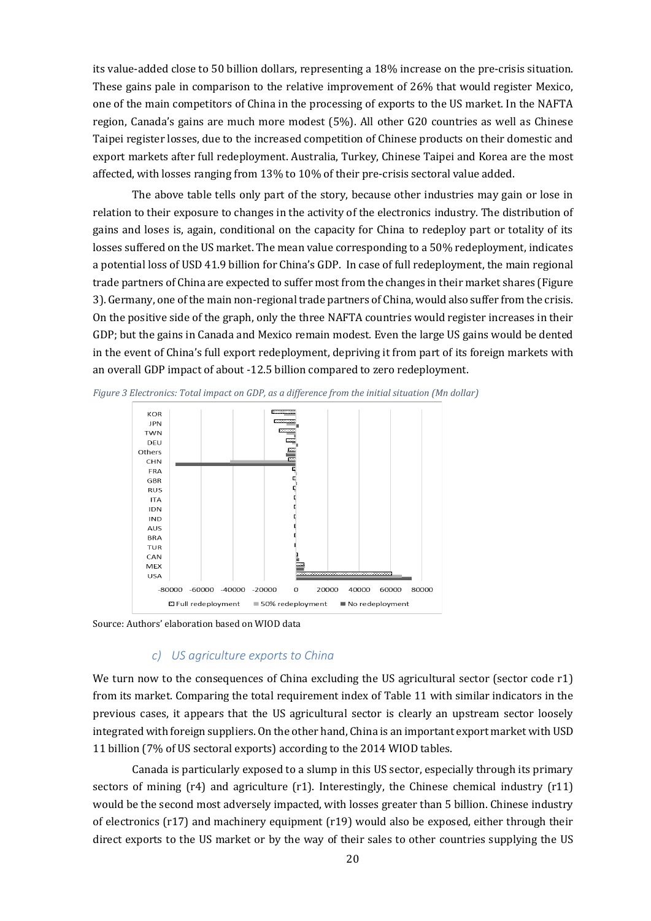its value-added close to 50 billion dollars, representing a 18% increase on the pre-crisis situation. These gains pale in comparison to the relative improvement of 26% that would register Mexico, one of the main competitors of China in the processing of exports to the US market. In the NAFTA region, Canada's gains are much more modest (5%). All other G20 countries as well as Chinese Taipei register losses, due to the increased competition of Chinese products on their domestic and export markets after full redeployment. Australia, Turkey, Chinese Taipei and Korea are the most affected, with losses ranging from 13% to 10% of their pre-crisis sectoral value added.

The above table tells only part of the story, because other industries may gain or lose in relation to their exposure to changes in the activity of the electronics industry. The distribution of gains and loses is, again, conditional on the capacity for China to redeploy part or totality of its losses suffered on the US market. The mean value corresponding to a 50% redeployment, indicates a potential loss of USD 41.9 billion for China's GDP. In case of full redeployment, the main regional trade partners of China are expected to suffer most from the changes in their market shares (Figure 3). Germany, one of the main non-regional trade partners of China, would also suffer from the crisis. On the positive side of the graph, only the three NAFTA countries would register increases in their GDP; but the gains in Canada and Mexico remain modest. Even the large US gains would be dented in the event of China's full export redeployment, depriving it from part of its foreign markets with an overall GDP impact of about -12.5 billion compared to zero redeployment.

*Figure 3 Electronics: Total impact on GDP, as a difference from the initial situation (Mn dollar)*

Source: Authors' elaboration based on WIOD data

### c) US agriculture exports to China

We turn now to the consequences of China excluding the US agricultural sector (sector code r1) from its market. Comparing the total requirement index of Table 11 with similar indicators in the previous cases, it appears that the US agricultural sector is clearly an upstream sector loosely integrated with foreign suppliers. On the other hand, China is an important export market with USD 11 billion (7% of US sectoral exports) according to the 2014 WIOD tables.

Canada is particularly exposed to a slump in this US sector, especially through its primary sectors of mining (r4) and agriculture (r1). Interestingly, the Chinese chemical industry (r11) would be the second most adversely impacted, with losses greater than 5 billion. Chinese industry of electronics (r17) and machinery equipment (r19) would also be exposed, either through their direct exports to the US market or by the way of their sales to other countries supplying the US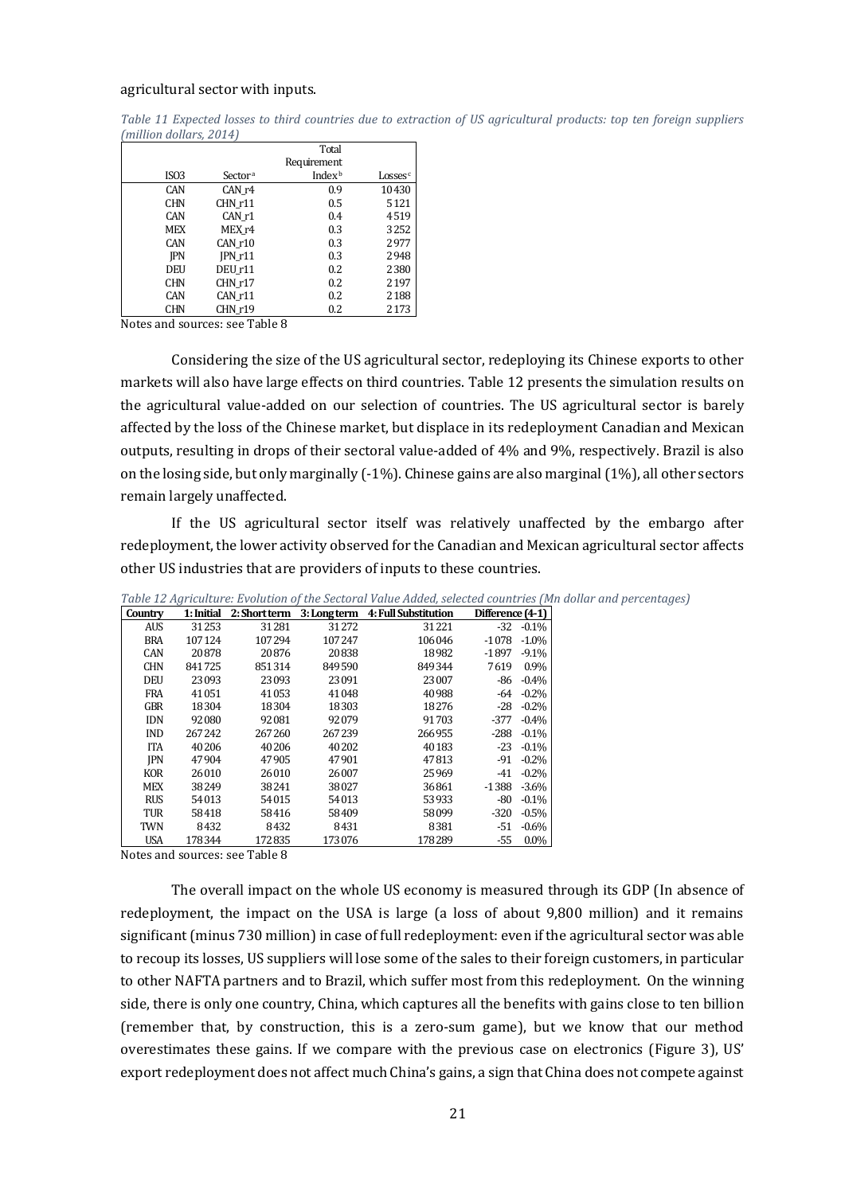agricultural sector with inputs.

*Table 11 Expected losses to third countries due to extraction of US agricultural products: top ten foreign suppliers (million dollars, 2014)*

| ISO3 | Sector[a] | Total Requirement Index[b] | Losses[c] |
|---|---|---|---|
| CAN | CAN_r4 | 0.9 | 10430 |
| CHN | CHN_r11 | 0.5 | 5121 |
| CAN | CAN_r1 | 0.4 | 4519 |
| MEX | MEX_r4 | 0.3 | 3252 |
| CAN | CAN_r10 | 0.3 | 2977 |
| JPN | JPN_r11 | 0.3 | 2948 |
| DEU | DEU_r11 | 0.2 | 2380 |
| CHN | CHN_r17 | 0.2 | 2197 |
| CAN | CAN_r11 | 0.2 | 2188 |
| CHN | CHN_r19 | 0.2 | 2173 |

Notes and sources: see Table 8

Considering the size of the US agricultural sector, redeploying its Chinese exports to other markets will also have large effects on third countries. Table 12 presents the simulation results on the agricultural value-added on our selection of countries. The US agricultural sector is barely affected by the loss of the Chinese market, but displace in its redeployment Canadian and Mexican outputs, resulting in drops of their sectoral value-added of 4% and 9%, respectively. Brazil is also on the losing side, but only marginally (-1%). Chinese gains are also marginal (1%), all other sectors remain largely unaffected.

If the US agricultural sector itself was relatively unaffected by the embargo after redeployment, the lower activity observed for the Canadian and Mexican agricultural sector affects other US industries that are providers of inputs to these countries.

*Table 12 Agriculture: Evolution of the Sectoral Value Added, selected countries (Mn dollar and percentages)*

| Country | 1: Initial | 2: Short term | 3: Long term | 4: Full Substitution | Difference (4-1) | |
|---|---|---|---|---|---|---|
| AUS | 31253 | 31281 | 31272 | 31221 | -32 | -0.1% |
| BRA | 107124 | 107294 | 107247 | 106046 | -1078 | -1.0% |
| CAN | 20878 | 20876 | 20838 | 18982 | -1897 | -9.1% |
| CHN | 841725 | 851314 | 849590 | 849344 | 7619 | 0.9% |
| DEU | 23093 | 23093 | 23091 | 23007 | -86 | -0.4% |
| FRA | 41051 | 41053 | 41048 | 40988 | -64 | -0.2% |
| GBR | 18304 | 18304 | 18303 | 18276 | -28 | -0.2% |
| IDN | 92080 | 92081 | 92079 | 91703 | -377 | -0.4% |
| IND | 267242 | 267260 | 267239 | 266955 | -288 | -0.1% |
| ITA | 40206 | 40206 | 40202 | 40183 | -23 | -0.1% |
| JPN | 47904 | 47905 | 47901 | 47813 | -91 | -0.2% |
| KOR | 26010 | 26010 | 26007 | 25969 | -41 | -0.2% |
| MEX | 38249 | 38241 | 38027 | 36861 | -1388 | -3.6% |
| RUS | 54013 | 54015 | 54013 | 53933 | -80 | -0.1% |
| TUR | 58418 | 58416 | 58409 | 58099 | -320 | -0.5% |
| TWN | 8432 | 8432 | 8431 | 8381 | -51 | -0.6% |
| USA | 178344 | 172835 | 173076 | 178289 | -55 | 0.0% |

Notes and sources: see Table 8

The overall impact on the whole US economy is measured through its GDP (In absence of redeployment, the impact on the USA is large (a loss of about 9,800 million) and it remains significant (minus 730 million) in case of full redeployment: even if the agricultural sector was able to recoup its losses, US suppliers will lose some of the sales to their foreign customers, in particular to other NAFTA partners and to Brazil, which suffer most from this redeployment. On the winning side, there is only one country, China, which captures all the benefits with gains close to ten billion (remember that, by construction, this is a zero-sum game), but we know that our method overestimates these gains. If we compare with the previous case on electronics (Figure 3), US' export redeployment does not affect much China's gains, a sign that China does not compete against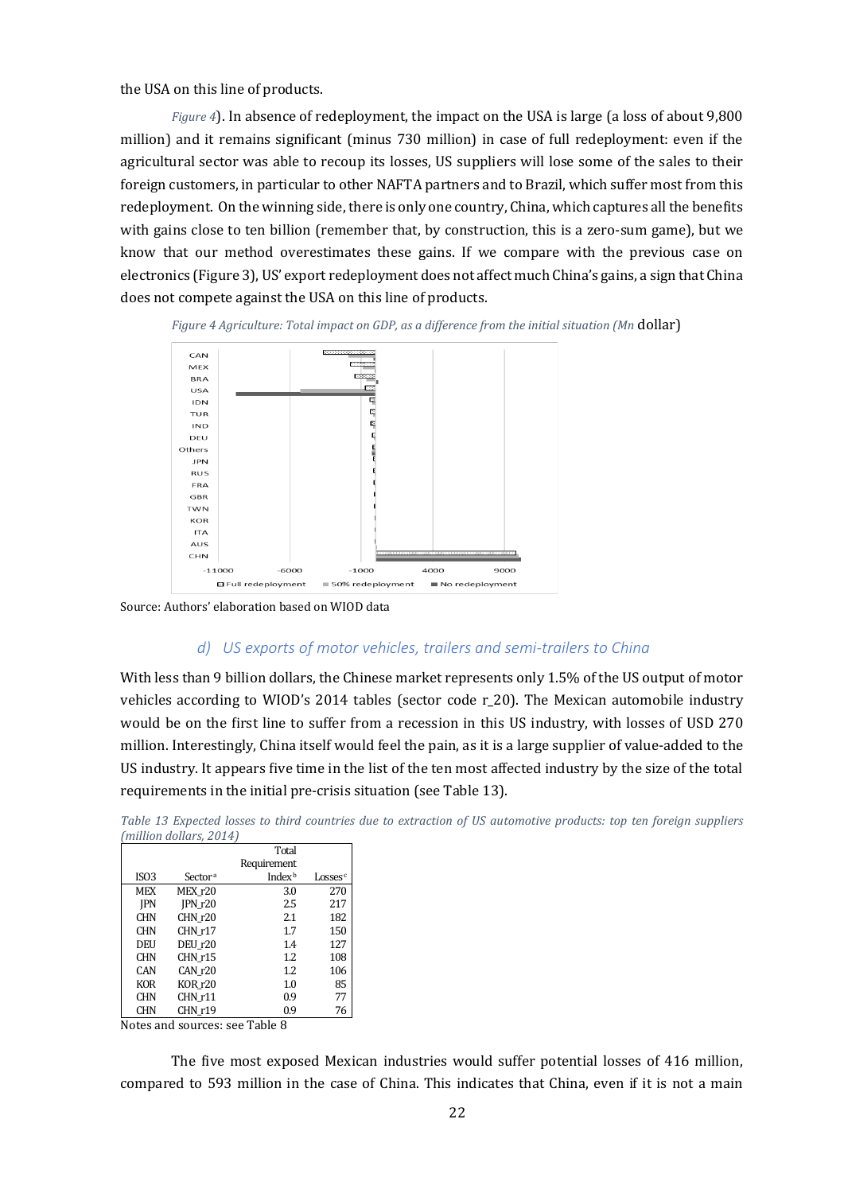the USA on this line of products.

*Figure 4*). In absence of redeployment, the impact on the USA is large (a loss of about 9,800 million) and it remains significant (minus 730 million) in case of full redeployment: even if the agricultural sector was able to recoup its losses, US suppliers will lose some of the sales to their foreign customers, in particular to other NAFTA partners and to Brazil, which suffer most from this redeployment. On the winning side, there is only one country, China, which captures all the benefits with gains close to ten billion (remember that, by construction, this is a zero-sum game), but we know that our method overestimates these gains. If we compare with the previous case on electronics (Figure 3), US' export redeployment does not affect much China's gains, a sign that China does not compete against the USA on this line of products.

*Figure 4 Agriculture: Total impact on GDP, as a difference from the initial situation (Mn* dollar)

Source: Authors' elaboration based on WIOD data

### *d) US exports of motor vehicles, trailers and semi-trailers to China*

With less than 9 billion dollars, the Chinese market represents only 1.5% of the US output of motor vehicles according to WIOD's 2014 tables (sector code r_20). The Mexican automobile industry would be on the first line to suffer from a recession in this US industry, with losses of USD 270 million. Interestingly, China itself would feel the pain, as it is a large supplier of value-added to the US industry. It appears five time in the list of the ten most affected industry by the size of the total requirements in the initial pre-crisis situation (see Table 13).

*Table 13 Expected losses to third countries due to extraction of US automotive products: top ten foreign suppliers (million dollars, 2014)*

| ISO3 | Sector[a] | Total Requirement Index[b] | Losses[c] |
|---|---|---|---|
| MEX | MEX_r20 | 3.0 | 270 |
| JPN | JPN_r20 | 2.5 | 217 |
| CHN | CHN_r20 | 2.1 | 182 |
| CHN | CHN_r17 | 1.7 | 150 |
| DEU | DEU_r20 | 1.4 | 127 |
| CHN | CHN_r15 | 1.2 | 108 |
| CAN | CAN_r20 | 1.2 | 106 |
| KOR | KOR_r20 | 1.0 | 85 |
| CHN | CHN_r11 | 0.9 | 77 |
| CHN | CHN_r19 | 0.9 | 76 |

Notes and sources: see Table 8

The five most exposed Mexican industries would suffer potential losses of 416 million, compared to 593 million in the case of China. This indicates that China, even if it is not a main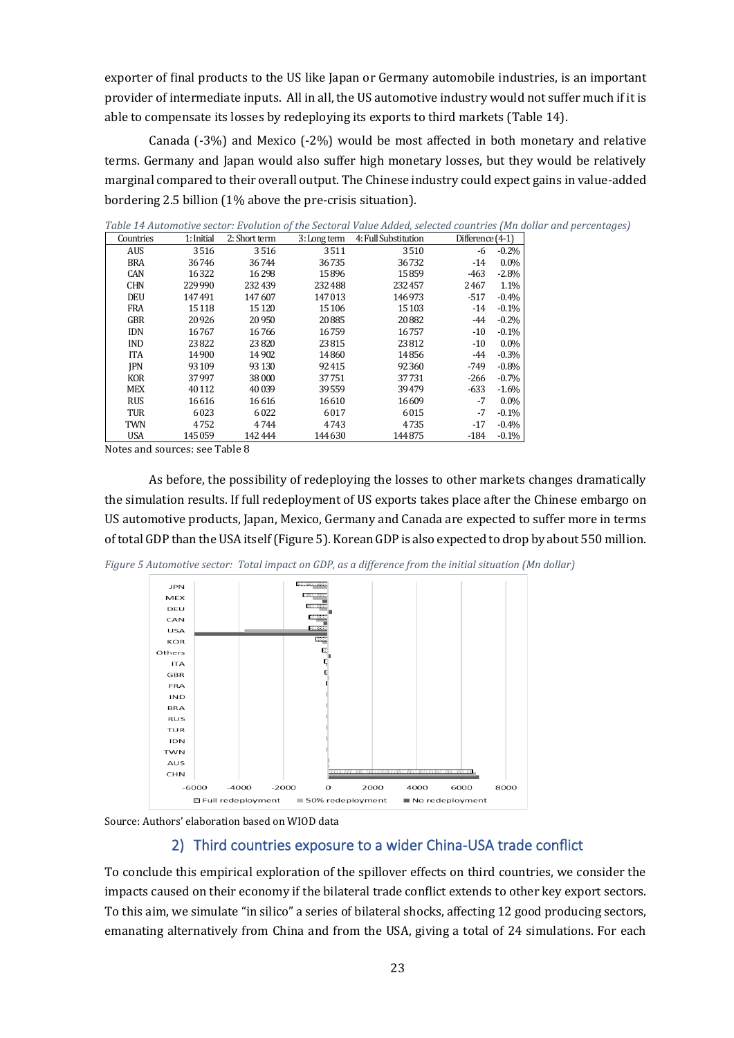exporter of final products to the US like Japan or Germany automobile industries, is an important provider of intermediate inputs. All in all, the US automotive industry would not suffer much if it is able to compensate its losses by redeploying its exports to third markets (Table 14).

Canada (-3%) and Mexico (-2%) would be most affected in both monetary and relative terms. Germany and Japan would also suffer high monetary losses, but they would be relatively marginal compared to their overall output. The Chinese industry could expect gains in value-added bordering 2.5 billion (1% above the pre-crisis situation).

*Table 14 Automotive sector: Evolution of the Sectoral Value Added, selected countries (Mn dollar and percentages)*

| Countries | 1: Initial | 2: Short term | 3: Long term | 4: Full Substitution | Difference (4-1) | |
|---|---|---|---|---|---|---|
| AUS | 3516 | 3516 | 3511 | 3510 | -6 | -0.2% |
| BRA | 36746 | 36744 | 36735 | 36732 | -14 | 0.0% |
| CAN | 16322 | 16298 | 15896 | 15859 | -463 | -2.8% |
| CHN | 229990 | 232439 | 232488 | 232457 | 2467 | 1.1% |
| DEU | 147491 | 147607 | 147013 | 146973 | -517 | -0.4% |
| FRA | 15118 | 15120 | 15106 | 15103 | -14 | -0.1% |
| GBR | 20926 | 20950 | 20885 | 20882 | -44 | -0.2% |
| IDN | 16767 | 16766 | 16759 | 16757 | -10 | -0.1% |
| IND | 23822 | 23820 | 23815 | 23812 | -10 | 0.0% |
| ITA | 14900 | 14902 | 14860 | 14856 | -44 | -0.3% |
| JPN | 93109 | 93130 | 92415 | 92360 | -749 | -0.8% |
| KOR | 37997 | 38000 | 37751 | 37731 | -266 | -0.7% |
| MEX | 40112 | 40039 | 39559 | 39479 | -633 | -1.6% |
| RUS | 16616 | 16616 | 16610 | 16609 | -7 | 0.0% |
| TUR | 6023 | 6022 | 6017 | 6015 | -7 | -0.1% |
| TWN | 4752 | 4744 | 4743 | 4735 | -17 | -0.4% |
| USA | 145059 | 142444 | 144630 | 144875 | -184 | -0.1% |

Notes and sources: see Table 8

As before, the possibility of redeploying the losses to other markets changes dramatically the simulation results. If full redeployment of US exports takes place after the Chinese embargo on US automotive products, Japan, Mexico, Germany and Canada are expected to suffer more in terms of total GDP than the USA itself (Figure 5). Korean GDP is also expected to drop by about 550 million.

*Figure 5 Automotive sector: Total impact on GDP, as a difference from the initial situation (Mn dollar)*

Source: Authors' elaboration based on WIOD data

## 2) Third countries exposure to a wider China-USA trade conflict

To conclude this empirical exploration of the spillover effects on third countries, we consider the impacts caused on their economy if the bilateral trade conflict extends to other key export sectors. To this aim, we simulate "in silico" a series of bilateral shocks, affecting 12 good producing sectors, emanating alternatively from China and from the USA, giving a total of 24 simulations. For each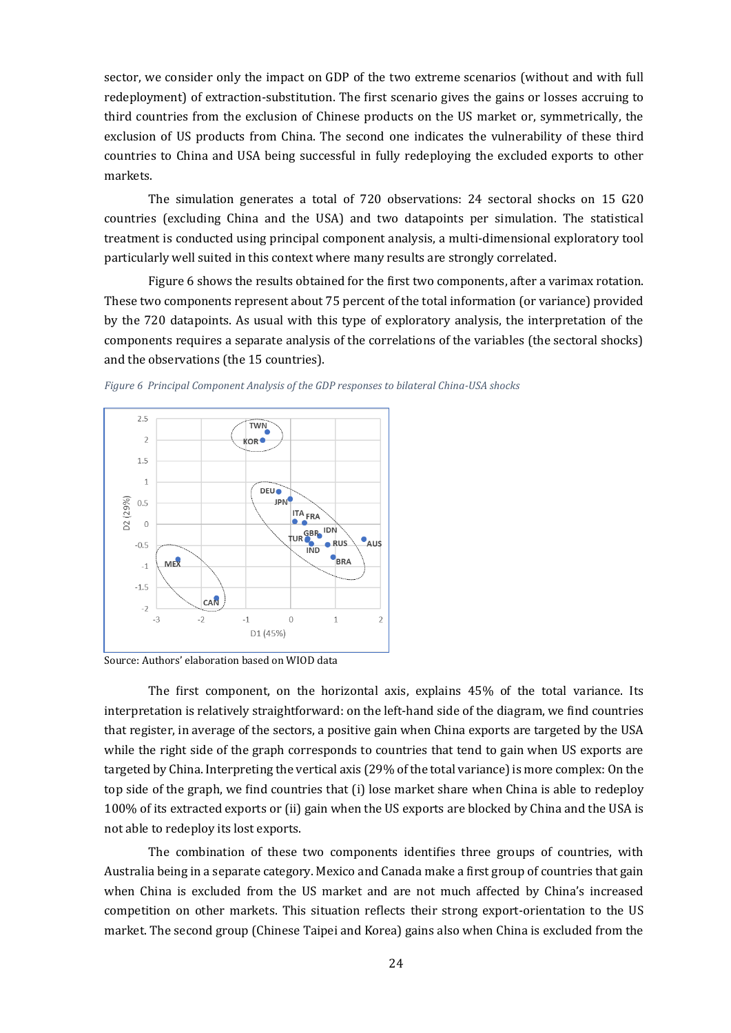sector, we consider only the impact on GDP of the two extreme scenarios (without and with full redeployment) of extraction-substitution. The first scenario gives the gains or losses accruing to third countries from the exclusion of Chinese products on the US market or, symmetrically, the exclusion of US products from China. The second one indicates the vulnerability of these third countries to China and USA being successful in fully redeploying the excluded exports to other markets.

The simulation generates a total of 720 observations: 24 sectoral shocks on 15 G20 countries (excluding China and the USA) and two datapoints per simulation. The statistical treatment is conducted using principal component analysis, a multi-dimensional exploratory tool particularly well suited in this context where many results are strongly correlated.

Figure 6 shows the results obtained for the first two components, after a varimax rotation. These two components represent about 75 percent of the total information (or variance) provided by the 720 datapoints. As usual with this type of exploratory analysis, the interpretation of the components requires a separate analysis of the correlations of the variables (the sectoral shocks) and the observations (the 15 countries).

*Figure 6 Principal Component Analysis of the GDP responses to bilateral China-USA shocks*

Source: Authors' elaboration based on WIOD data

The first component, on the horizontal axis, explains 45% of the total variance. Its interpretation is relatively straightforward: on the left-hand side of the diagram, we find countries that register, in average of the sectors, a positive gain when China exports are targeted by the USA while the right side of the graph corresponds to countries that tend to gain when US exports are targeted by China. Interpreting the vertical axis (29% of the total variance) is more complex: On the top side of the graph, we find countries that (i) lose market share when China is able to redeploy 100% of its extracted exports or (ii) gain when the US exports are blocked by China and the USA is not able to redeploy its lost exports.

The combination of these two components identifies three groups of countries, with Australia being in a separate category. Mexico and Canada make a first group of countries that gain when China is excluded from the US market and are not much affected by China's increased competition on other markets. This situation reflects their strong export-orientation to the US market. The second group (Chinese Taipei and Korea) gains also when China is excluded from the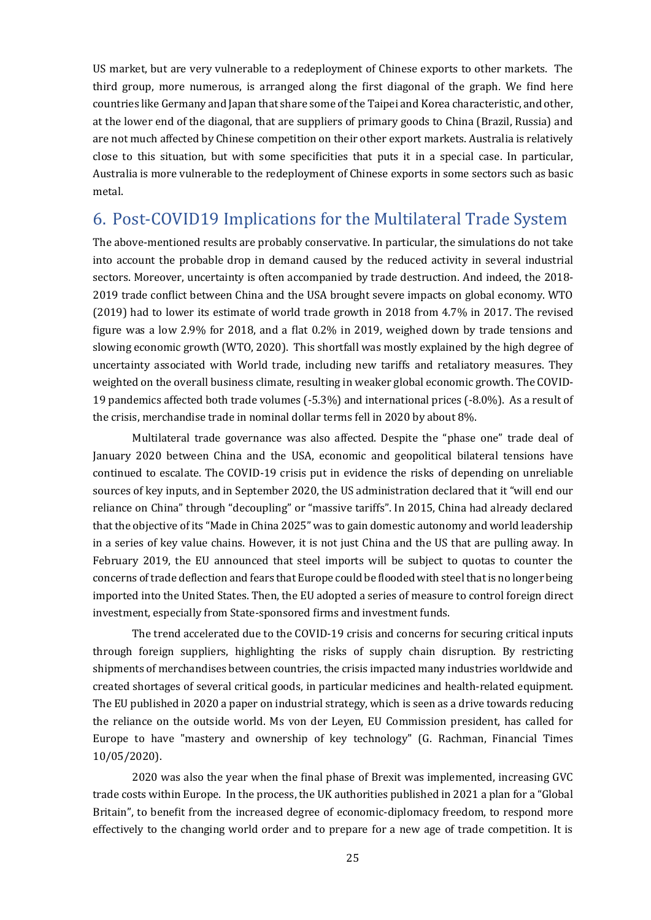US market, but are very vulnerable to a redeployment of Chinese exports to other markets. The third group, more numerous, is arranged along the first diagonal of the graph. We find here countries like Germany and Japan that share some of the Taipei and Korea characteristic, and other, at the lower end of the diagonal, that are suppliers of primary goods to China (Brazil, Russia) and are not much affected by Chinese competition on their other export markets. Australia is relatively close to this situation, but with some specificities that puts it in a special case. In particular, Australia is more vulnerable to the redeployment of Chinese exports in some sectors such as basic metal.

## 6. Post-COVID19 Implications for the Multilateral Trade System

The above-mentioned results are probably conservative. In particular, the simulations do not take into account the probable drop in demand caused by the reduced activity in several industrial sectors. Moreover, uncertainty is often accompanied by trade destruction. And indeed, the 2018-2019 trade conflict between China and the USA brought severe impacts on global economy. WTO (2019) had to lower its estimate of world trade growth in 2018 from 4.7% in 2017. The revised figure was a low 2.9% for 2018, and a flat 0.2% in 2019, weighed down by trade tensions and slowing economic growth (WTO, 2020). This shortfall was mostly explained by the high degree of uncertainty associated with World trade, including new tariffs and retaliatory measures. They weighted on the overall business climate, resulting in weaker global economic growth. The COVID-19 pandemics affected both trade volumes (-5.3%) and international prices (-8.0%). As a result of the crisis, merchandise trade in nominal dollar terms fell in 2020 by about 8%.

Multilateral trade governance was also affected. Despite the "phase one" trade deal of January 2020 between China and the USA, economic and geopolitical bilateral tensions have continued to escalate. The COVID-19 crisis put in evidence the risks of depending on unreliable sources of key inputs, and in September 2020, the US administration declared that it "will end our reliance on China" through "decoupling" or "massive tariffs". In 2015, China had already declared that the objective of its "Made in China 2025" was to gain domestic autonomy and world leadership in a series of key value chains. However, it is not just China and the US that are pulling away. In February 2019, the EU announced that steel imports will be subject to quotas to counter the concerns of trade deflection and fears that Europe could be flooded with steel that is no longer being imported into the United States. Then, the EU adopted a series of measure to control foreign direct investment, especially from State-sponsored firms and investment funds.

The trend accelerated due to the COVID-19 crisis and concerns for securing critical inputs through foreign suppliers, highlighting the risks of supply chain disruption. By restricting shipments of merchandises between countries, the crisis impacted many industries worldwide and created shortages of several critical goods, in particular medicines and health-related equipment. The EU published in 2020 a paper on industrial strategy, which is seen as a drive towards reducing the reliance on the outside world. Ms von der Leyen, EU Commission president, has called for Europe to have "mastery and ownership of key technology" (G. Rachman, Financial Times 10/05/2020).

2020 was also the year when the final phase of Brexit was implemented, increasing GVC trade costs within Europe. In the process, the UK authorities published in 2021 a plan for a "Global Britain", to benefit from the increased degree of economic-diplomacy freedom, to respond more effectively to the changing world order and to prepare for a new age of trade competition. It is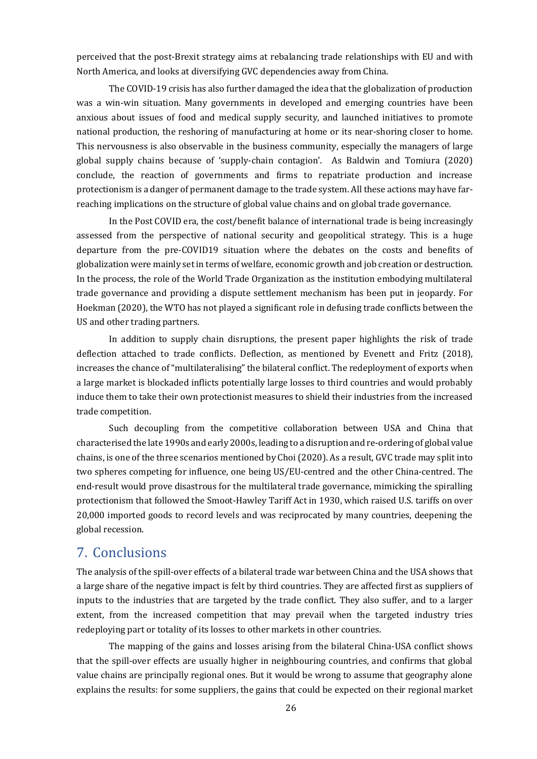perceived that the post-Brexit strategy aims at rebalancing trade relationships with EU and with North America, and looks at diversifying GVC dependencies away from China.

The COVID-19 crisis has also further damaged the idea that the globalization of production was a win-win situation. Many governments in developed and emerging countries have been anxious about issues of food and medical supply security, and launched initiatives to promote national production, the reshoring of manufacturing at home or its near-shoring closer to home. This nervousness is also observable in the business community, especially the managers of large global supply chains because of 'supply-chain contagion'. As Baldwin and Tomiura (2020) conclude, the reaction of governments and firms to repatriate production and increase protectionism is a danger of permanent damage to the trade system. All these actions may have far-reaching implications on the structure of global value chains and on global trade governance.

In the Post COVID era, the cost/benefit balance of international trade is being increasingly assessed from the perspective of national security and geopolitical strategy. This is a huge departure from the pre-COVID19 situation where the debates on the costs and benefits of globalization were mainly set in terms of welfare, economic growth and job creation or destruction. In the process, the role of the World Trade Organization as the institution embodying multilateral trade governance and providing a dispute settlement mechanism has been put in jeopardy. For Hoekman (2020), the WTO has not played a significant role in defusing trade conflicts between the US and other trading partners.

In addition to supply chain disruptions, the present paper highlights the risk of trade deflection attached to trade conflicts. Deflection, as mentioned by Evenett and Fritz (2018), increases the chance of "multilateralising" the bilateral conflict. The redeployment of exports when a large market is blockaded inflicts potentially large losses to third countries and would probably induce them to take their own protectionist measures to shield their industries from the increased trade competition.

Such decoupling from the competitive collaboration between USA and China that characterised the late 1990s and early 2000s, leading to a disruption and re-ordering of global value chains, is one of the three scenarios mentioned by Choi (2020). As a result, GVC trade may split into two spheres competing for influence, one being US/EU-centred and the other China-centred. The end-result would prove disastrous for the multilateral trade governance, mimicking the spiralling protectionism that followed the Smoot-Hawley Tariff Act in 1930, which raised U.S. tariffs on over 20,000 imported goods to record levels and was reciprocated by many countries, deepening the global recession.

## 7. Conclusions

The analysis of the spill-over effects of a bilateral trade war between China and the USA shows that a large share of the negative impact is felt by third countries. They are affected first as suppliers of inputs to the industries that are targeted by the trade conflict. They also suffer, and to a larger extent, from the increased competition that may prevail when the targeted industry tries redeploying part or totality of its losses to other markets in other countries.

The mapping of the gains and losses arising from the bilateral China-USA conflict shows that the spill-over effects are usually higher in neighbouring countries, and confirms that global value chains are principally regional ones. But it would be wrong to assume that geography alone explains the results: for some suppliers, the gains that could be expected on their regional market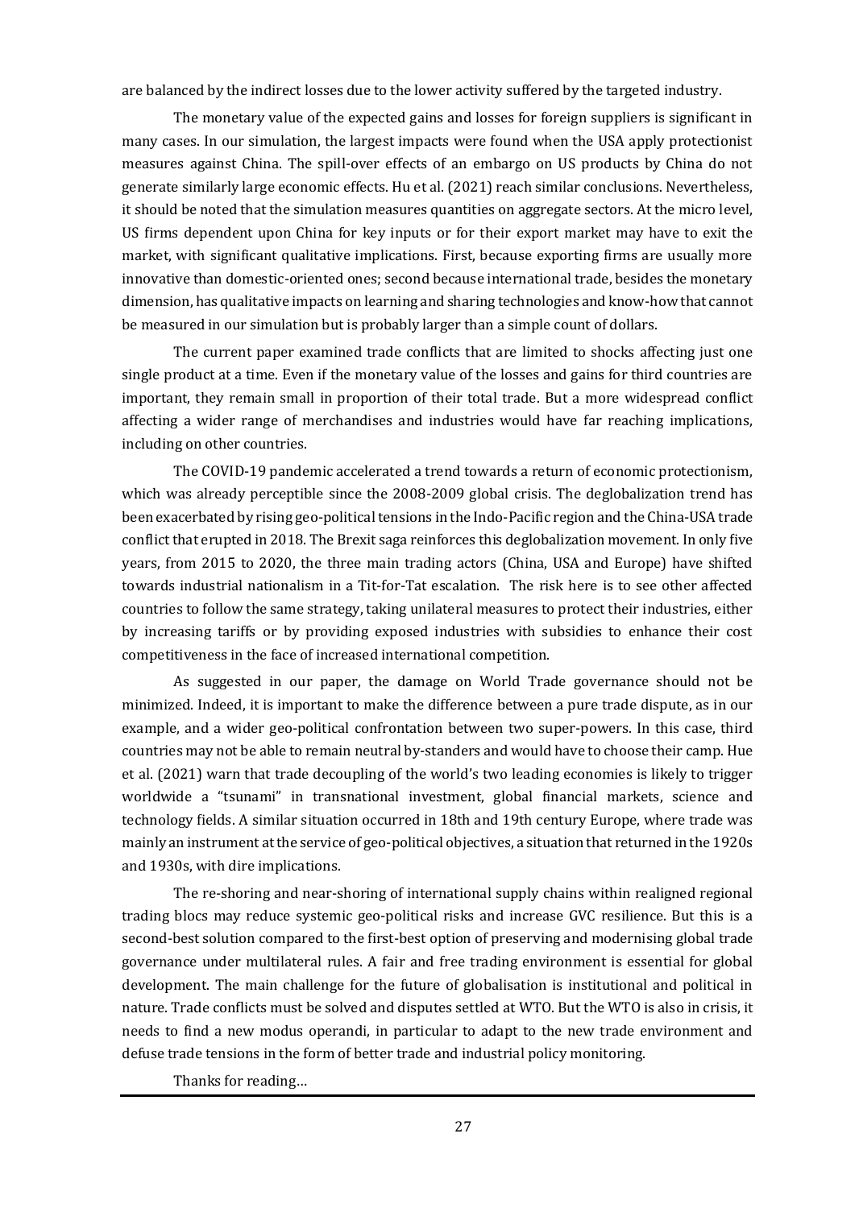are balanced by the indirect losses due to the lower activity suffered by the targeted industry.

The monetary value of the expected gains and losses for foreign suppliers is significant in many cases. In our simulation, the largest impacts were found when the USA apply protectionist measures against China. The spill-over effects of an embargo on US products by China do not generate similarly large economic effects. Hu et al. (2021) reach similar conclusions. Nevertheless, it should be noted that the simulation measures quantities on aggregate sectors. At the micro level, US firms dependent upon China for key inputs or for their export market may have to exit the market, with significant qualitative implications. First, because exporting firms are usually more innovative than domestic-oriented ones; second because international trade, besides the monetary dimension, has qualitative impacts on learning and sharing technologies and know-how that cannot be measured in our simulation but is probably larger than a simple count of dollars.

The current paper examined trade conflicts that are limited to shocks affecting just one single product at a time. Even if the monetary value of the losses and gains for third countries are important, they remain small in proportion of their total trade. But a more widespread conflict affecting a wider range of merchandises and industries would have far reaching implications, including on other countries.

The COVID-19 pandemic accelerated a trend towards a return of economic protectionism, which was already perceptible since the 2008-2009 global crisis. The deglobalization trend has been exacerbated by rising geo-political tensions in the Indo-Pacific region and the China-USA trade conflict that erupted in 2018. The Brexit saga reinforces this deglobalization movement. In only five years, from 2015 to 2020, the three main trading actors (China, USA and Europe) have shifted towards industrial nationalism in a Tit-for-Tat escalation. The risk here is to see other affected countries to follow the same strategy, taking unilateral measures to protect their industries, either by increasing tariffs or by providing exposed industries with subsidies to enhance their cost competitiveness in the face of increased international competition.

As suggested in our paper, the damage on World Trade governance should not be minimized. Indeed, it is important to make the difference between a pure trade dispute, as in our example, and a wider geo-political confrontation between two super-powers. In this case, third countries may not be able to remain neutral by-standers and would have to choose their camp. Hue et al. (2021) warn that trade decoupling of the world's two leading economies is likely to trigger worldwide a "tsunami" in transnational investment, global financial markets, science and technology fields. A similar situation occurred in 18th and 19th century Europe, where trade was mainly an instrument at the service of geo-political objectives, a situation that returned in the 1920s and 1930s, with dire implications.

The re-shoring and near-shoring of international supply chains within realigned regional trading blocs may reduce systemic geo-political risks and increase GVC resilience. But this is a second-best solution compared to the first-best option of preserving and modernising global trade governance under multilateral rules. A fair and free trading environment is essential for global development. The main challenge for the future of globalisation is institutional and political in nature. Trade conflicts must be solved and disputes settled at WTO. But the WTO is also in crisis, it needs to find a new modus operandi, in particular to adapt to the new trade environment and defuse trade tensions in the form of better trade and industrial policy monitoring.

Thanks for reading…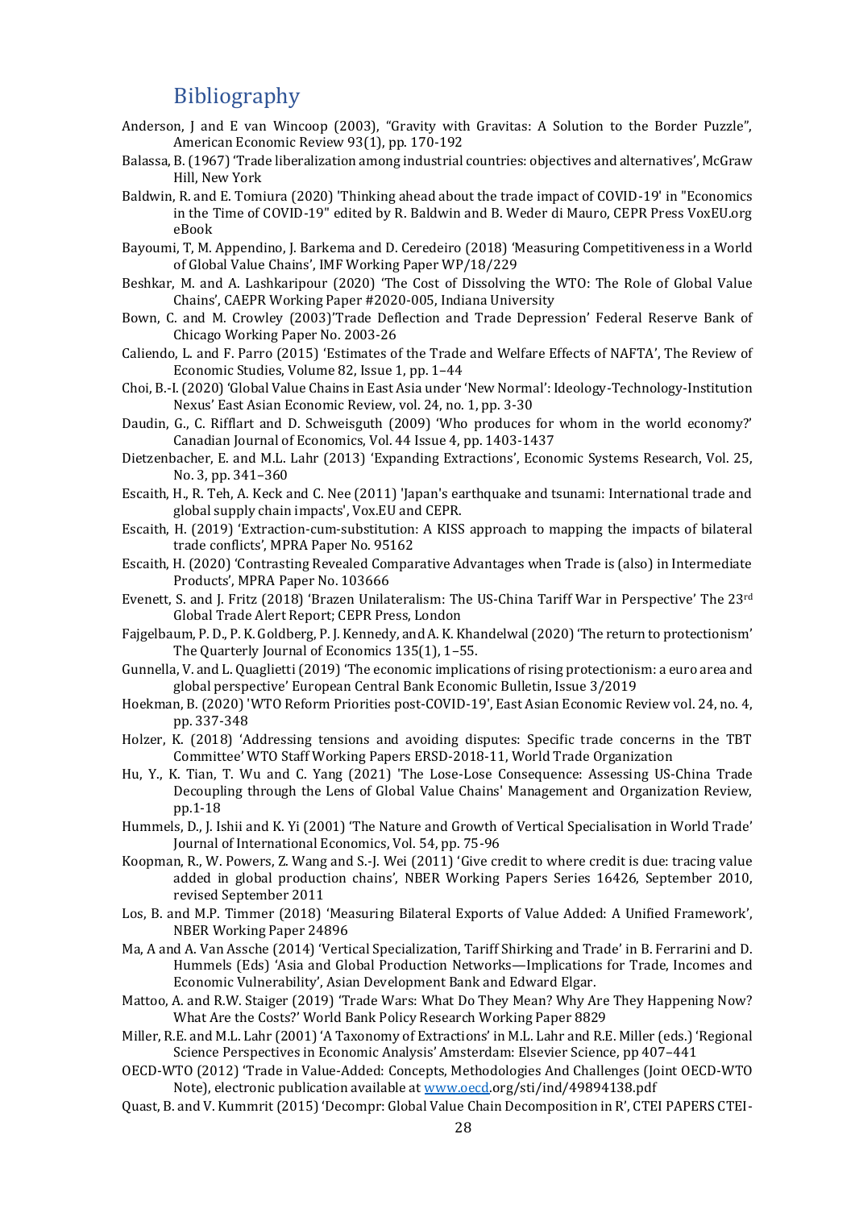# Bibliography

Anderson, J and E van Wincoop (2003), "Gravity with Gravitas: A Solution to the Border Puzzle", American Economic Review 93(1), pp. 170-192

Balassa, B. (1967) 'Trade liberalization among industrial countries: objectives and alternatives', McGraw Hill, New York

Baldwin, R. and E. Tomiura (2020) 'Thinking ahead about the trade impact of COVID-19' in "Economics in the Time of COVID-19" edited by R. Baldwin and B. Weder di Mauro, CEPR Press VoxEU.org eBook

Bayoumi, T, M. Appendino, J. Barkema and D. Ceredeiro (2018) 'Measuring Competitiveness in a World of Global Value Chains', IMF Working Paper WP/18/229

Beshkar, M. and A. Lashkaripour (2020) 'The Cost of Dissolving the WTO: The Role of Global Value Chains', CAEPR Working Paper #2020-005, Indiana University

Bown, C. and M. Crowley (2003)'Trade Deflection and Trade Depression' Federal Reserve Bank of Chicago Working Paper No. 2003-26

Caliendo, L. and F. Parro (2015) 'Estimates of the Trade and Welfare Effects of NAFTA', The Review of Economic Studies, Volume 82, Issue 1, pp. 1–44

Choi, B.-I. (2020) 'Global Value Chains in East Asia under 'New Normal': Ideology-Technology-Institution Nexus' East Asian Economic Review, vol. 24, no. 1, pp. 3-30

Daudin, G., C. Rifflart and D. Schweisguth (2009) 'Who produces for whom in the world economy?' Canadian Journal of Economics, Vol. 44 Issue 4, pp. 1403-1437

Dietzenbacher, E. and M.L. Lahr (2013) 'Expanding Extractions', Economic Systems Research, Vol. 25, No. 3, pp. 341–360

Escaith, H., R. Teh, A. Keck and C. Nee (2011) 'Japan's earthquake and tsunami: International trade and global supply chain impacts', Vox.EU and CEPR.

Escaith, H. (2019) 'Extraction-cum-substitution: A KISS approach to mapping the impacts of bilateral trade conflicts', MPRA Paper No. 95162

Escaith, H. (2020) 'Contrasting Revealed Comparative Advantages when Trade is (also) in Intermediate Products', MPRA Paper No. 103666

Evenett, S. and J. Fritz (2018) 'Brazen Unilateralism: The US-China Tariff War in Perspective' The 23rd Global Trade Alert Report; CEPR Press, London

Fajgelbaum, P. D., P. K. Goldberg, P. J. Kennedy, and A. K. Khandelwal (2020) 'The return to protectionism' The Quarterly Journal of Economics 135(1), 1–55.

Gunnella, V. and L. Quaglietti (2019) 'The economic implications of rising protectionism: a euro area and global perspective' European Central Bank Economic Bulletin, Issue 3/2019

Hoekman, B. (2020) 'WTO Reform Priorities post-COVID-19', East Asian Economic Review vol. 24, no. 4, pp. 337-348

Holzer, K. (2018) 'Addressing tensions and avoiding disputes: Specific trade concerns in the TBT Committee' WTO Staff Working Papers ERSD-2018-11, World Trade Organization

Hu, Y., K. Tian, T. Wu and C. Yang (2021) 'The Lose-Lose Consequence: Assessing US-China Trade Decoupling through the Lens of Global Value Chains' Management and Organization Review, pp.1-18

Hummels, D., J. Ishii and K. Yi (2001) 'The Nature and Growth of Vertical Specialisation in World Trade' Journal of International Economics, Vol. 54, pp. 75-96

Koopman, R., W. Powers, Z. Wang and S.-J. Wei (2011) 'Give credit to where credit is due: tracing value added in global production chains', NBER Working Papers Series 16426, September 2010, revised September 2011

Los, B. and M.P. Timmer (2018) 'Measuring Bilateral Exports of Value Added: A Unified Framework', NBER Working Paper 24896

Ma, A and A. Van Assche (2014) 'Vertical Specialization, Tariff Shirking and Trade' in B. Ferrarini and D. Hummels (Eds) 'Asia and Global Production Networks—Implications for Trade, Incomes and Economic Vulnerability', Asian Development Bank and Edward Elgar.

Mattoo, A. and R.W. Staiger (2019) 'Trade Wars: What Do They Mean? Why Are They Happening Now? What Are the Costs?' World Bank Policy Research Working Paper 8829

Miller, R.E. and M.L. Lahr (2001) 'A Taxonomy of Extractions' in M.L. Lahr and R.E. Miller (eds.) 'Regional Science Perspectives in Economic Analysis' Amsterdam: Elsevier Science, pp 407–441

OECD-WTO (2012) 'Trade in Value-Added: Concepts, Methodologies And Challenges (Joint OECD-WTO Note), electronic publication available at www.oecd.org/sti/ind/49894138.pdf

Quast, B. and V. Kummrit (2015) 'Decompr: Global Value Chain Decomposition in R', CTEI PAPERS CTEI-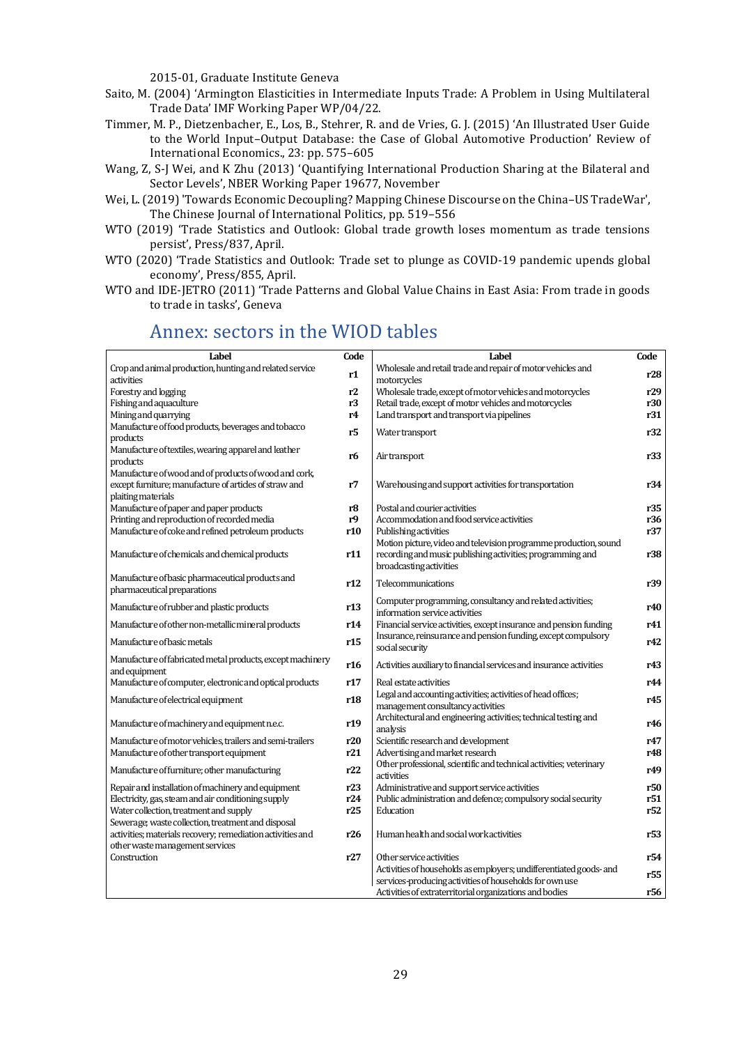2015-01, Graduate Institute Geneva

Saito, M. (2004) 'Armington Elasticities in Intermediate Inputs Trade: A Problem in Using Multilateral Trade Data' IMF Working Paper WP/04/22.

Timmer, M. P., Dietzenbacher, E., Los, B., Stehrer, R. and de Vries, G. J. (2015) 'An Illustrated User Guide to the World Input–Output Database: the Case of Global Automotive Production' Review of International Economics., 23: pp. 575–605

Wang, Z, S-J Wei, and K Zhu (2013) 'Quantifying International Production Sharing at the Bilateral and Sector Levels', NBER Working Paper 19677, November

Wei, L. (2019) 'Towards Economic Decoupling? Mapping Chinese Discourse on the China–US TradeWar', The Chinese Journal of International Politics, pp. 519–556

WTO (2019) 'Trade Statistics and Outlook: Global trade growth loses momentum as trade tensions persist', Press/837, April.

WTO (2020) 'Trade Statistics and Outlook: Trade set to plunge as COVID-19 pandemic upends global economy', Press/855, April.

WTO and IDE-JETRO (2011) 'Trade Patterns and Global Value Chains in East Asia: From trade in goods to trade in tasks', Geneva

## Annex: sectors in the WIOD tables

| Label | Code | Label | Code |
|---|---|---|---|
| Crop and animal production, hunting and related service activities | r1 | Wholesale and retail trade and repair of motor vehicles and motorcycles | r28 |
| Forestry and logging | r2 | Wholesale trade, except of motor vehicles and motorcycles | r29 |
| Fishing and aquaculture | r3 | Retail trade, except of motor vehicles and motorcycles | r30 |
| Mining and quarrying | r4 | Land transport and transport via pipelines | r31 |
| Manufacture of food products, beverages and tobacco products | r5 | Water transport | r32 |
| Manufacture of textiles, wearing apparel and leather products | r6 | Air transport | r33 |
| Manufacture of wood and of products of wood and cork, except furniture; manufacture of articles of straw and plaiting materials | r7 | Warehousing and support activities for transportation | r34 |
| Manufacture of paper and paper products | r8 | Postal and courier activities | r35 |
| Printing and reproduction of recorded media | r9 | Accommodation and food service activities | r36 |
| Manufacture of coke and refined petroleum products | r10 | Publishing activities | r37 |
| Manufacture of chemicals and chemical products | r11 | Motion picture, video and television programme production, sound recording and music publishing activities; programming and broadcasting activities | r38 |
| Manufacture of basic pharmaceutical products and pharmaceutical preparations | r12 | Telecommunications | r39 |
| Manufacture of rubber and plastic products | r13 | Computer programming, consultancy and related activities; information service activities | r40 |
| Manufacture of other non-metallic mineral products | r14 | Financial service activities, except insurance and pension funding | r41 |
| Manufacture of basic metals | r15 | Insurance, reinsurance and pension funding, except compulsory social security | r42 |
| Manufacture of fabricated metal products, except machinery and equipment | r16 | Activities auxiliary to financial services and insurance activities | r43 |
| Manufacture of computer, electronic and optical products | r17 | Real estate activities | r44 |
| Manufacture of electrical equipment | r18 | Legal and accounting activities; activities of head offices; management consultancy activities | r45 |
| Manufacture of machinery and equipment n.e.c. | r19 | Architectural and engineering activities; technical testing and analysis | r46 |
| Manufacture of motor vehicles, trailers and semi-trailers | r20 | Scientific research and development | r47 |
| Manufacture of other transport equipment | r21 | Advertising and market research | r48 |
| Manufacture of furniture; other manufacturing | r22 | Other professional, scientific and technical activities; veterinary activities | r49 |
| Repair and installation of machinery and equipment | r23 | Administrative and support service activities | r50 |
| Electricity, gas, steam and air conditioning supply | r24 | Public administration and defence; compulsory social security | r51 |
| Water collection, treatment and supply | r25 | Education | r52 |
| Sewerage; waste collection, treatment and disposal activities; materials recovery; remediation activities and other waste management services | r26 | Human health and social work activities | r53 |
| Construction | r27 | Other service activities | r54 |
| | | Activities of households as employers; undifferentiated goods- and services-producing activities of households for own use | r55 |
| | | Activities of extraterritorial organizations and bodies | r56 |